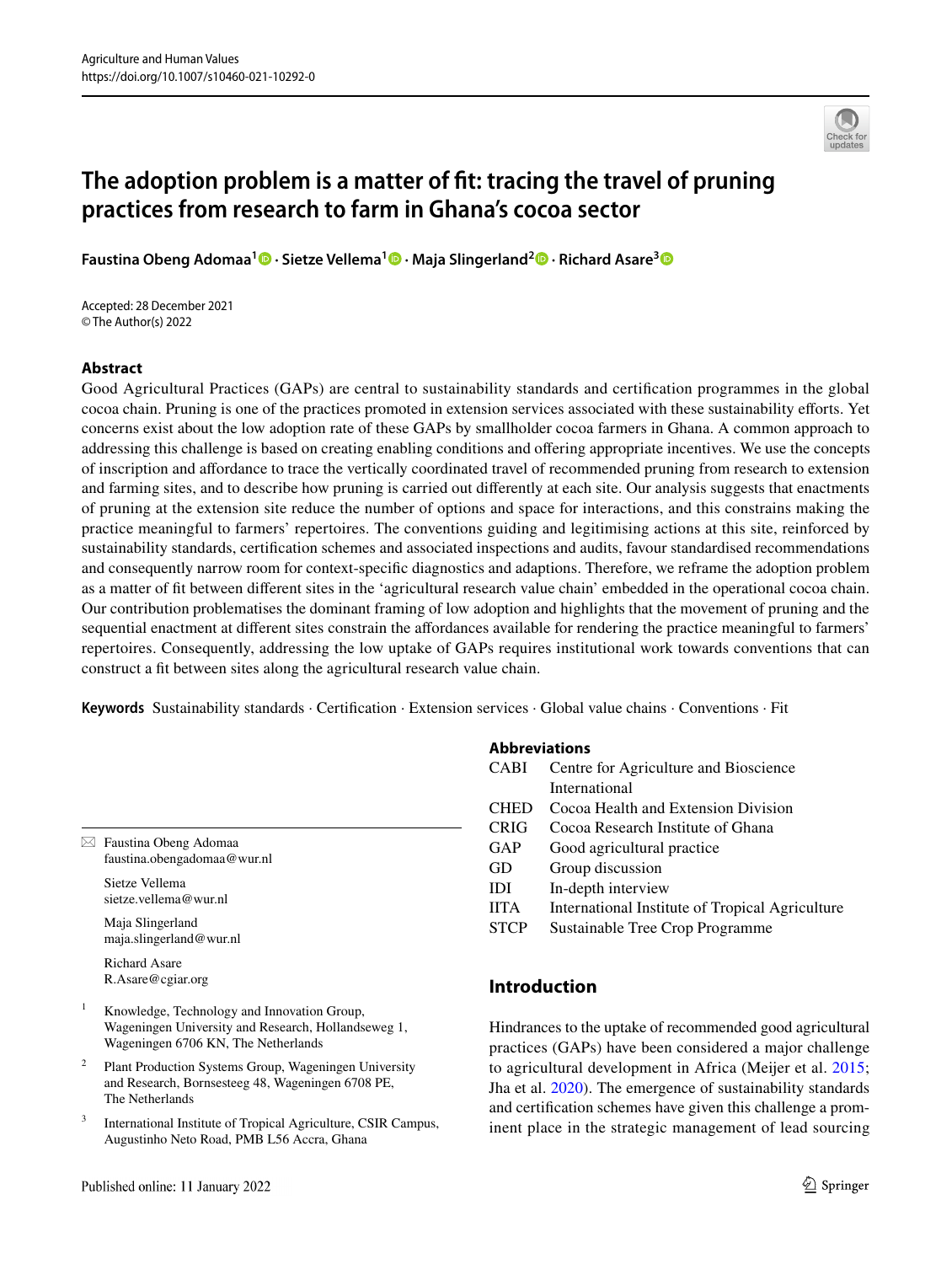# The adoption problem is a matter of fit: tracing the travel of pruning practices from research to farm in Ghana's cocoa sector

**Faustina Obeng Adomaa[1] · Sietze Vellema[1] · Maja Slingerland[2] · Richard Asare[3]**

Accepted: 28 December 2021
© The Author(s) 2022

## Abstract

Good Agricultural Practices (GAPs) are central to sustainability standards and certification programmes in the global cocoa chain. Pruning is one of the practices promoted in extension services associated with these sustainability efforts. Yet concerns exist about the low adoption rate of these GAPs by smallholder cocoa farmers in Ghana. A common approach to addressing this challenge is based on creating enabling conditions and offering appropriate incentives. We use the concepts of inscription and affordance to trace the vertically coordinated travel of recommended pruning from research to extension and farming sites, and to describe how pruning is carried out differently at each site. Our analysis suggests that enactments of pruning at the extension site reduce the number of options and space for interactions, and this constrains making the practice meaningful to farmers' repertoires. The conventions guiding and legitimising actions at this site, reinforced by sustainability standards, certification schemes and associated inspections and audits, favour standardised recommendations and consequently narrow room for context-specific diagnostics and adaptions. Therefore, we reframe the adoption problem as a matter of fit between different sites in the 'agricultural research value chain' embedded in the operational cocoa chain. Our contribution problematises the dominant framing of low adoption and highlights that the movement of pruning and the sequential enactment at different sites constrain the affordances available for rendering the practice meaningful to farmers' repertoires. Consequently, addressing the low uptake of GAPs requires institutional work towards conventions that can construct a fit between sites along the agricultural research value chain.

**Keywords** Sustainability standards · Certification · Extension services · Global value chains · Conventions · Fit

## Abbreviations

| | |
|---|---|
| CABI | Centre for Agriculture and Bioscience International |
| CHED | Cocoa Health and Extension Division |
| CRIG | Cocoa Research Institute of Ghana |
| GAP | Good agricultural practice |
| GD | Group discussion |
| IDI | In-depth interview |
| IITA | International Institute of Tropical Agriculture |
| STCP | Sustainable Tree Crop Programme |

## Introduction

Hindrances to the uptake of recommended good agricultural practices (GAPs) have been considered a major challenge to agricultural development in Africa (Meijer et al. 2015; Jha et al. 2020). The emergence of sustainability standards and certification schemes have given this challenge a prominent place in the strategic management of lead sourcing

---

✉ Faustina Obeng Adomaa
faustina.obengadomaa@wur.nl

Sietze Vellema
sietze.vellema@wur.nl

Maja Slingerland
maja.slingerland@wur.nl

Richard Asare
R.Asare@cgiar.org

[1] Knowledge, Technology and Innovation Group, Wageningen University and Research, Hollandseweg 1, Wageningen 6706 KN, The Netherlands

[2] Plant Production Systems Group, Wageningen University and Research, Bornsesteeg 48, Wageningen 6708 PE, The Netherlands

[3] International Institute of Tropical Agriculture, CSIR Campus, Augustinho Neto Road, PMB L56 Accra, Ghana

Published online: 11 January 2022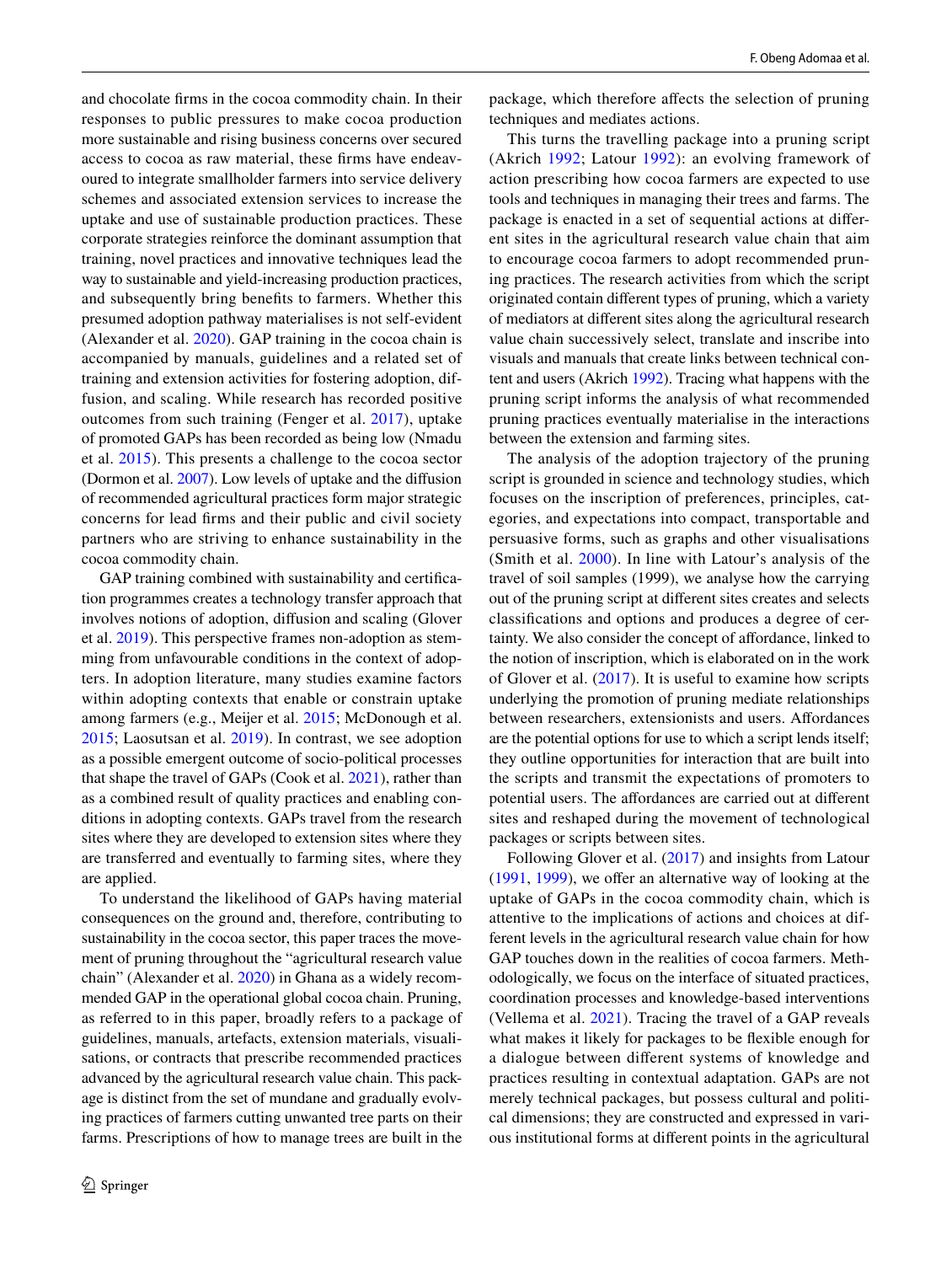and chocolate firms in the cocoa commodity chain. In their responses to public pressures to make cocoa production more sustainable and rising business concerns over secured access to cocoa as raw material, these firms have endeavoured to integrate smallholder farmers into service delivery schemes and associated extension services to increase the uptake and use of sustainable production practices. These corporate strategies reinforce the dominant assumption that training, novel practices and innovative techniques lead the way to sustainable and yield-increasing production practices, and subsequently bring benefits to farmers. Whether this presumed adoption pathway materialises is not self-evident (Alexander et al. 2020). GAP training in the cocoa chain is accompanied by manuals, guidelines and a related set of training and extension activities for fostering adoption, diffusion, and scaling. While research has recorded positive outcomes from such training (Fenger et al. 2017), uptake of promoted GAPs has been recorded as being low (Nmadu et al. 2015). This presents a challenge to the cocoa sector (Dormon et al. 2007). Low levels of uptake and the diffusion of recommended agricultural practices form major strategic concerns for lead firms and their public and civil society partners who are striving to enhance sustainability in the cocoa commodity chain.

GAP training combined with sustainability and certification programmes creates a technology transfer approach that involves notions of adoption, diffusion and scaling (Glover et al. 2019). This perspective frames non-adoption as stemming from unfavourable conditions in the context of adopters. In adoption literature, many studies examine factors within adopting contexts that enable or constrain uptake among farmers (e.g., Meijer et al. 2015; McDonough et al. 2015; Laosutsan et al. 2019). In contrast, we see adoption as a possible emergent outcome of socio-political processes that shape the travel of GAPs (Cook et al. 2021), rather than as a combined result of quality practices and enabling conditions in adopting contexts. GAPs travel from the research sites where they are developed to extension sites where they are transferred and eventually to farming sites, where they are applied.

To understand the likelihood of GAPs having material consequences on the ground and, therefore, contributing to sustainability in the cocoa sector, this paper traces the movement of pruning throughout the "agricultural research value chain" (Alexander et al. 2020) in Ghana as a widely recommended GAP in the operational global cocoa chain. Pruning, as referred to in this paper, broadly refers to a package of guidelines, manuals, artefacts, extension materials, visualisations, or contracts that prescribe recommended practices advanced by the agricultural research value chain. This package is distinct from the set of mundane and gradually evolving practices of farmers cutting unwanted tree parts on their farms. Prescriptions of how to manage trees are built in the package, which therefore affects the selection of pruning techniques and mediates actions.

This turns the travelling package into a pruning script (Akrich 1992; Latour 1992): an evolving framework of action prescribing how cocoa farmers are expected to use tools and techniques in managing their trees and farms. The package is enacted in a set of sequential actions at different sites in the agricultural research value chain that aim to encourage cocoa farmers to adopt recommended pruning practices. The research activities from which the script originated contain different types of pruning, which a variety of mediators at different sites along the agricultural research value chain successively select, translate and inscribe into visuals and manuals that create links between technical content and users (Akrich 1992). Tracing what happens with the pruning script informs the analysis of what recommended pruning practices eventually materialise in the interactions between the extension and farming sites.

The analysis of the adoption trajectory of the pruning script is grounded in science and technology studies, which focuses on the inscription of preferences, principles, categories, and expectations into compact, transportable and persuasive forms, such as graphs and other visualisations (Smith et al. 2000). In line with Latour's analysis of the travel of soil samples (1999), we analyse how the carrying out of the pruning script at different sites creates and selects classifications and options and produces a degree of certainty. We also consider the concept of affordance, linked to the notion of inscription, which is elaborated on in the work of Glover et al. (2017). It is useful to examine how scripts underlying the promotion of pruning mediate relationships between researchers, extensionists and users. Affordances are the potential options for use to which a script lends itself; they outline opportunities for interaction that are built into the scripts and transmit the expectations of promoters to potential users. The affordances are carried out at different sites and reshaped during the movement of technological packages or scripts between sites.

Following Glover et al. (2017) and insights from Latour (1991, 1999), we offer an alternative way of looking at the uptake of GAPs in the cocoa commodity chain, which is attentive to the implications of actions and choices at different levels in the agricultural research value chain for how GAP touches down in the realities of cocoa farmers. Methodologically, we focus on the interface of situated practices, coordination processes and knowledge-based interventions (Vellema et al. 2021). Tracing the travel of a GAP reveals what makes it likely for packages to be flexible enough for a dialogue between different systems of knowledge and practices resulting in contextual adaptation. GAPs are not merely technical packages, but possess cultural and political dimensions; they are constructed and expressed in various institutional forms at different points in the agricultural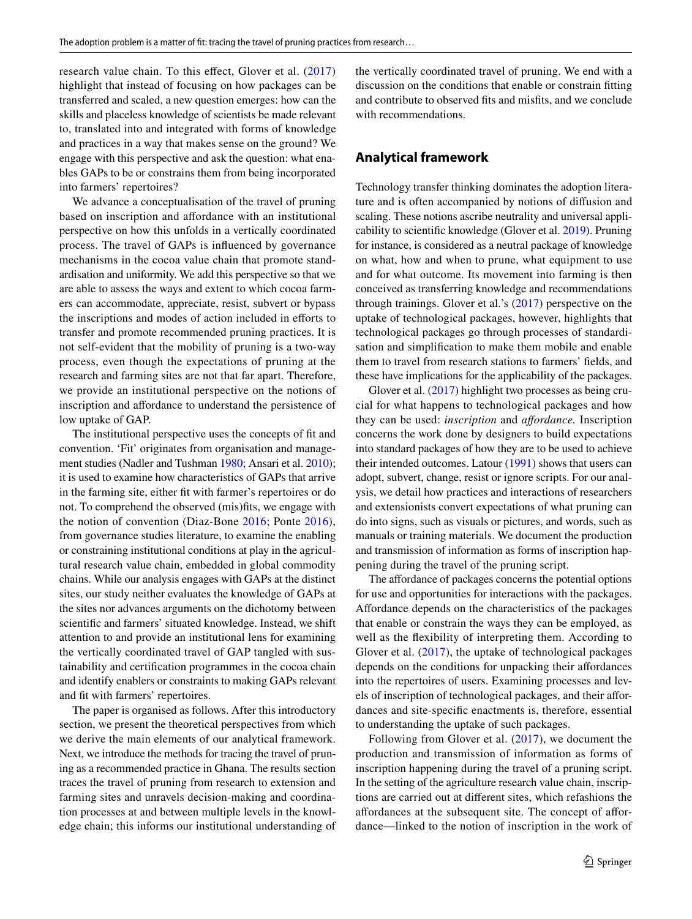research value chain. To this effect, Glover et al. (2017) highlight that instead of focusing on how packages can be transferred and scaled, a new question emerges: how can the skills and placeless knowledge of scientists be made relevant to, translated into and integrated with forms of knowledge and practices in a way that makes sense on the ground? We engage with this perspective and ask the question: what enables GAPs to be or constrains them from being incorporated into farmers' repertoires?

We advance a conceptualisation of the travel of pruning based on inscription and affordance with an institutional perspective on how this unfolds in a vertically coordinated process. The travel of GAPs is influenced by governance mechanisms in the cocoa value chain that promote standardisation and uniformity. We add this perspective so that we are able to assess the ways and extent to which cocoa farmers can accommodate, appreciate, resist, subvert or bypass the inscriptions and modes of action included in efforts to transfer and promote recommended pruning practices. It is not self-evident that the mobility of pruning is a two-way process, even though the expectations of pruning at the research and farming sites are not that far apart. Therefore, we provide an institutional perspective on the notions of inscription and affordance to understand the persistence of low uptake of GAP.

The institutional perspective uses the concepts of fit and convention. 'Fit' originates from organisation and management studies (Nadler and Tushman 1980; Ansari et al. 2010); it is used to examine how characteristics of GAPs that arrive in the farming site, either fit with farmer's repertoires or do not. To comprehend the observed (mis)fits, we engage with the notion of convention (Diaz-Bone 2016; Ponte 2016), from governance studies literature, to examine the enabling or constraining institutional conditions at play in the agricultural research value chain, embedded in global commodity chains. While our analysis engages with GAPs at the distinct sites, our study neither evaluates the knowledge of GAPs at the sites nor advances arguments on the dichotomy between scientific and farmers' situated knowledge. Instead, we shift attention to and provide an institutional lens for examining the vertically coordinated travel of GAP tangled with sustainability and certification programmes in the cocoa chain and identify enablers or constraints to making GAPs relevant and fit with farmers' repertoires.

The paper is organised as follows. After this introductory section, we present the theoretical perspectives from which we derive the main elements of our analytical framework. Next, we introduce the methods for tracing the travel of pruning as a recommended practice in Ghana. The results section traces the travel of pruning from research to extension and farming sites and unravels decision-making and coordination processes at and between multiple levels in the knowledge chain; this informs our institutional understanding of the vertically coordinated travel of pruning. We end with a discussion on the conditions that enable or constrain fitting and contribute to observed fits and misfits, and we conclude with recommendations.

## Analytical framework

Technology transfer thinking dominates the adoption literature and is often accompanied by notions of diffusion and scaling. These notions ascribe neutrality and universal applicability to scientific knowledge (Glover et al. 2019). Pruning for instance, is considered as a neutral package of knowledge on what, how and when to prune, what equipment to use and for what outcome. Its movement into farming is then conceived as transferring knowledge and recommendations through trainings. Glover et al.'s (2017) perspective on the uptake of technological packages, however, highlights that technological packages go through processes of standardisation and simplification to make them mobile and enable them to travel from research stations to farmers' fields, and these have implications for the applicability of the packages.

Glover et al. (2017) highlight two processes as being crucial for what happens to technological packages and how they can be used: *inscription* and *affordance*. Inscription concerns the work done by designers to build expectations into standard packages of how they are to be used to achieve their intended outcomes. Latour (1991) shows that users can adopt, subvert, change, resist or ignore scripts. For our analysis, we detail how practices and interactions of researchers and extensionists convert expectations of what pruning can do into signs, such as visuals or pictures, and words, such as manuals or training materials. We document the production and transmission of information as forms of inscription happening during the travel of the pruning script.

The affordance of packages concerns the potential options for use and opportunities for interactions with the packages. Affordance depends on the characteristics of the packages that enable or constrain the ways they can be employed, as well as the flexibility of interpreting them. According to Glover et al. (2017), the uptake of technological packages depends on the conditions for unpacking their affordances into the repertoires of users. Examining processes and levels of inscription of technological packages, and their affordances and site-specific enactments is, therefore, essential to understanding the uptake of such packages.

Following from Glover et al. (2017), we document the production and transmission of information as forms of inscription happening during the travel of a pruning script. In the setting of the agriculture research value chain, inscriptions are carried out at different sites, which refashions the affordances at the subsequent site. The concept of affordance—linked to the notion of inscription in the work of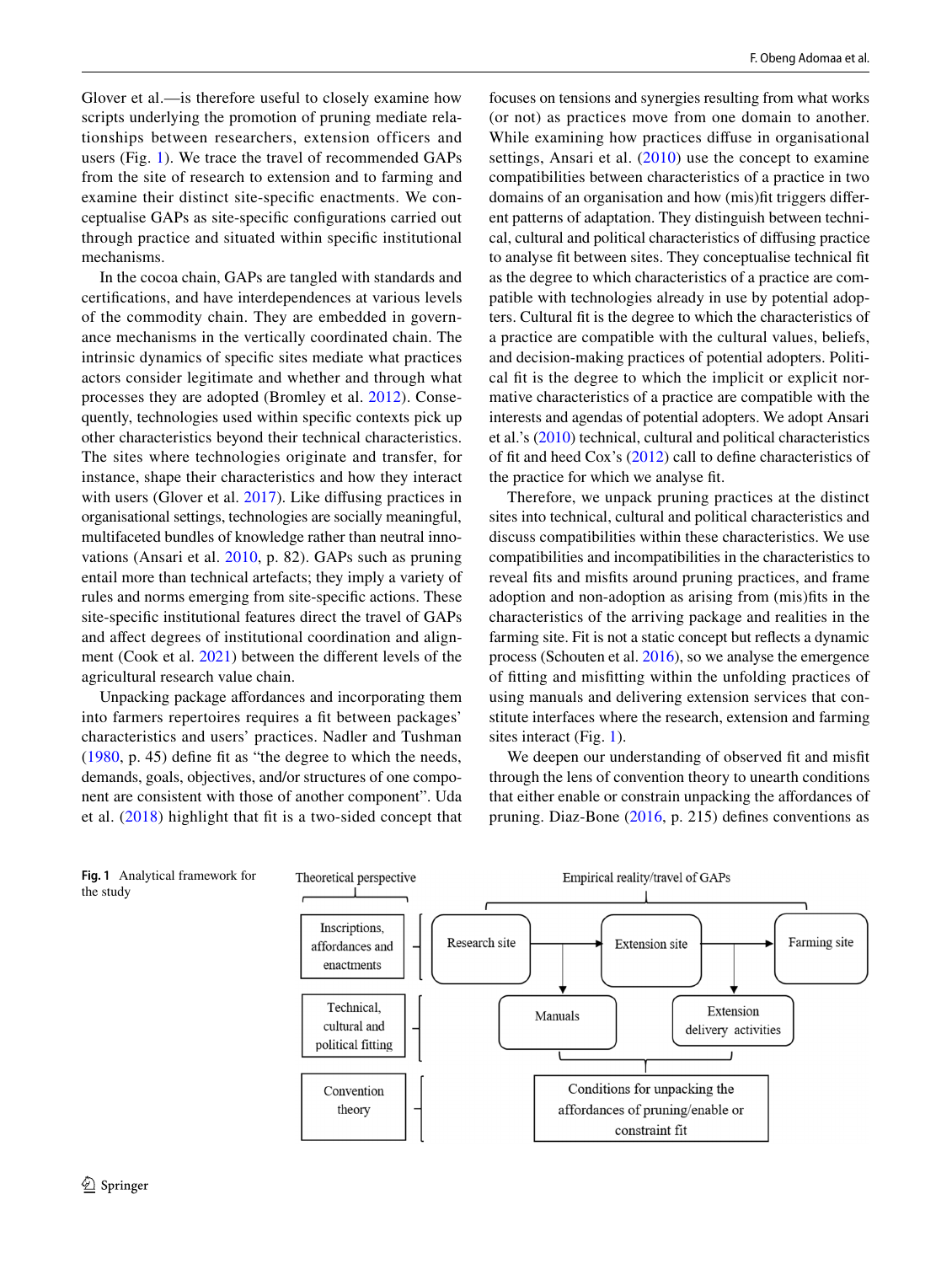Glover et al.—is therefore useful to closely examine how scripts underlying the promotion of pruning mediate relationships between researchers, extension officers and users (Fig. 1). We trace the travel of recommended GAPs from the site of research to extension and to farming and examine their distinct site-specific enactments. We conceptualise GAPs as site-specific configurations carried out through practice and situated within specific institutional mechanisms.

In the cocoa chain, GAPs are tangled with standards and certifications, and have interdependences at various levels of the commodity chain. They are embedded in governance mechanisms in the vertically coordinated chain. The intrinsic dynamics of specific sites mediate what practices actors consider legitimate and whether and through what processes they are adopted (Bromley et al. 2012). Consequently, technologies used within specific contexts pick up other characteristics beyond their technical characteristics. The sites where technologies originate and transfer, for instance, shape their characteristics and how they interact with users (Glover et al. 2017). Like diffusing practices in organisational settings, technologies are socially meaningful, multifaceted bundles of knowledge rather than neutral innovations (Ansari et al. 2010, p. 82). GAPs such as pruning entail more than technical artefacts; they imply a variety of rules and norms emerging from site-specific actions. These site-specific institutional features direct the travel of GAPs and affect degrees of institutional coordination and alignment (Cook et al. 2021) between the different levels of the agricultural research value chain.

Unpacking package affordances and incorporating them into farmers repertoires requires a fit between packages' characteristics and users' practices. Nadler and Tushman (1980, p. 45) define fit as "the degree to which the needs, demands, goals, objectives, and/or structures of one component are consistent with those of another component". Uda et al. (2018) highlight that fit is a two-sided concept that focuses on tensions and synergies resulting from what works (or not) as practices move from one domain to another. While examining how practices diffuse in organisational settings, Ansari et al. (2010) use the concept to examine compatibilities between characteristics of a practice in two domains of an organisation and how (mis)fit triggers different patterns of adaptation. They distinguish between technical, cultural and political characteristics of diffusing practice to analyse fit between sites. They conceptualise technical fit as the degree to which characteristics of a practice are compatible with technologies already in use by potential adopters. Cultural fit is the degree to which the characteristics of a practice are compatible with the cultural values, beliefs, and decision-making practices of potential adopters. Political fit is the degree to which the implicit or explicit normative characteristics of a practice are compatible with the interests and agendas of potential adopters. We adopt Ansari et al.'s (2010) technical, cultural and political characteristics of fit and heed Cox's (2012) call to define characteristics of the practice for which we analyse fit.

Therefore, we unpack pruning practices at the distinct sites into technical, cultural and political characteristics and discuss compatibilities within these characteristics. We use compatibilities and incompatibilities in the characteristics to reveal fits and misfits around pruning practices, and frame adoption and non-adoption as arising from (mis)fits in the characteristics of the arriving package and realities in the farming site. Fit is not a static concept but reflects a dynamic process (Schouten et al. 2016), so we analyse the emergence of fitting and misfitting within the unfolding practices of using manuals and delivering extension services that constitute interfaces where the research, extension and farming sites interact (Fig. 1).

We deepen our understanding of observed fit and misfit through the lens of convention theory to unearth conditions that either enable or constrain unpacking the affordances of pruning. Diaz-Bone (2016, p. 215) defines conventions as

**Fig. 1** Analytical framework for the study

| Theoretical perspective | Empirical reality/travel of GAPs |
|---|---|
| Inscriptions, affordances and enactments | Research site → Extension site → Farming site |
| Technical, cultural and political fitting | Manuals; Extension delivery activities |
| Convention theory | Conditions for unpacking the affordances of pruning/enable or constraint fit |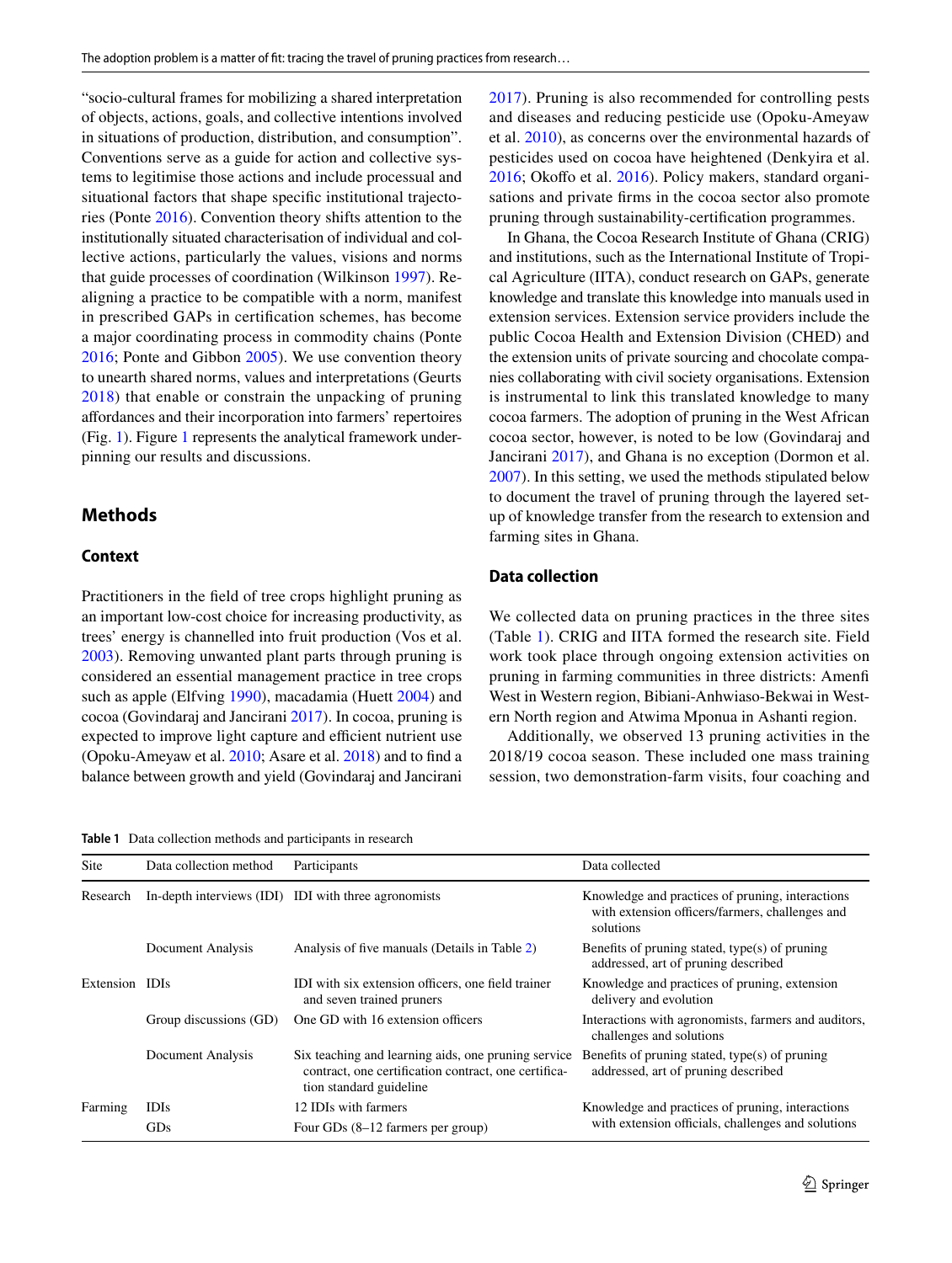"socio-cultural frames for mobilizing a shared interpretation of objects, actions, goals, and collective intentions involved in situations of production, distribution, and consumption". Conventions serve as a guide for action and collective systems to legitimise those actions and include processual and situational factors that shape specific institutional trajectories (Ponte 2016). Convention theory shifts attention to the institutionally situated characterisation of individual and collective actions, particularly the values, visions and norms that guide processes of coordination (Wilkinson 1997). Re-aligning a practice to be compatible with a norm, manifest in prescribed GAPs in certification schemes, has become a major coordinating process in commodity chains (Ponte 2016; Ponte and Gibbon 2005). We use convention theory to unearth shared norms, values and interpretations (Geurts 2018) that enable or constrain the unpacking of pruning affordances and their incorporation into farmers' repertoires (Fig. 1). Figure 1 represents the analytical framework underpinning our results and discussions.

## Methods

### Context

Practitioners in the field of tree crops highlight pruning as an important low-cost choice for increasing productivity, as trees' energy is channelled into fruit production (Vos et al. 2003). Removing unwanted plant parts through pruning is considered an essential management practice in tree crops such as apple (Elfving 1990), macadamia (Huett 2004) and cocoa (Govindaraj and Jancirani 2017). In cocoa, pruning is expected to improve light capture and efficient nutrient use (Opoku-Ameyaw et al. 2010; Asare et al. 2018) and to find a balance between growth and yield (Govindaraj and Jancirani 2017). Pruning is also recommended for controlling pests and diseases and reducing pesticide use (Opoku-Ameyaw et al. 2010), as concerns over the environmental hazards of pesticides used on cocoa have heightened (Denkyira et al. 2016; Okoffo et al. 2016). Policy makers, standard organisations and private firms in the cocoa sector also promote pruning through sustainability-certification programmes.

In Ghana, the Cocoa Research Institute of Ghana (CRIG) and institutions, such as the International Institute of Tropical Agriculture (IITA), conduct research on GAPs, generate knowledge and translate this knowledge into manuals used in extension services. Extension service providers include the public Cocoa Health and Extension Division (CHED) and the extension units of private sourcing and chocolate companies collaborating with civil society organisations. Extension is instrumental to link this translated knowledge to many cocoa farmers. The adoption of pruning in the West African cocoa sector, however, is noted to be low (Govindaraj and Jancirani 2017), and Ghana is no exception (Dormon et al. 2007). In this setting, we used the methods stipulated below to document the travel of pruning through the layered set-up of knowledge transfer from the research to extension and farming sites in Ghana.

### Data collection

We collected data on pruning practices in the three sites (Table 1). CRIG and IITA formed the research site. Field work took place through ongoing extension activities on pruning in farming communities in three districts: Amenfi West in Western region, Bibiani-Anhwiaso-Bekwai in Western North region and Atwima Mponua in Ashanti region.

Additionally, we observed 13 pruning activities in the 2018/19 cocoa season. These included one mass training session, two demonstration-farm visits, four coaching and

**Table 1** Data collection methods and participants in research

| Site | Data collection method | Participants | Data collected |
|---|---|---|---|
| Research | In-depth interviews (IDI) | IDI with three agronomists | Knowledge and practices of pruning, interactions with extension officers/farmers, challenges and solutions |
| | Document Analysis | Analysis of five manuals (Details in Table 2) | Benefits of pruning stated, type(s) of pruning addressed, art of pruning described |
| Extension | IDIs | IDI with six extension officers, one field trainer and seven trained pruners | Knowledge and practices of pruning, extension delivery and evolution |
| | Group discussions (GD) | One GD with 16 extension officers | Interactions with agronomists, farmers and auditors, challenges and solutions |
| | Document Analysis | Six teaching and learning aids, one pruning service contract, one certification contract, one certification standard guideline | Benefits of pruning stated, type(s) of pruning addressed, art of pruning described |
| Farming | IDIs | 12 IDIs with farmers | Knowledge and practices of pruning, interactions with extension officials, challenges and solutions |
| | GDs | Four GDs (8–12 farmers per group) | |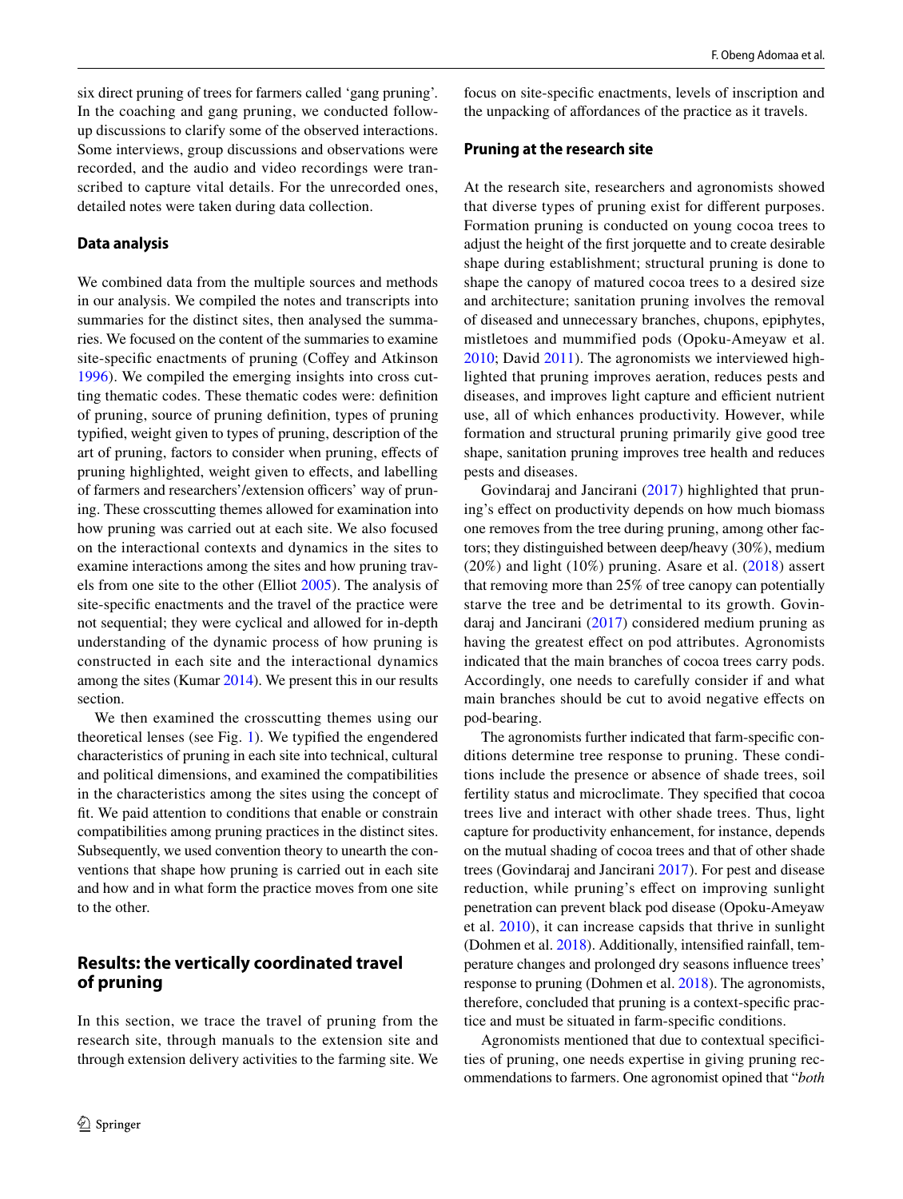six direct pruning of trees for farmers called 'gang pruning'. In the coaching and gang pruning, we conducted follow-up discussions to clarify some of the observed interactions. Some interviews, group discussions and observations were recorded, and the audio and video recordings were transcribed to capture vital details. For the unrecorded ones, detailed notes were taken during data collection.

### Data analysis

We combined data from the multiple sources and methods in our analysis. We compiled the notes and transcripts into summaries for the distinct sites, then analysed the summaries. We focused on the content of the summaries to examine site-specific enactments of pruning (Coffey and Atkinson 1996). We compiled the emerging insights into cross cutting thematic codes. These thematic codes were: definition of pruning, source of pruning definition, types of pruning typified, weight given to types of pruning, description of the art of pruning, factors to consider when pruning, effects of pruning highlighted, weight given to effects, and labelling of farmers and researchers'/extension officers' way of pruning. These crosscutting themes allowed for examination into how pruning was carried out at each site. We also focused on the interactional contexts and dynamics in the sites to examine interactions among the sites and how pruning travels from one site to the other (Elliot 2005). The analysis of site-specific enactments and the travel of the practice were not sequential; they were cyclical and allowed for in-depth understanding of the dynamic process of how pruning is constructed in each site and the interactional dynamics among the sites (Kumar 2014). We present this in our results section.

We then examined the crosscutting themes using our theoretical lenses (see Fig. 1). We typified the engendered characteristics of pruning in each site into technical, cultural and political dimensions, and examined the compatibilities in the characteristics among the sites using the concept of fit. We paid attention to conditions that enable or constrain compatibilities among pruning practices in the distinct sites. Subsequently, we used convention theory to unearth the conventions that shape how pruning is carried out in each site and how and in what form the practice moves from one site to the other.

## Results: the vertically coordinated travel of pruning

In this section, we trace the travel of pruning from the research site, through manuals to the extension site and through extension delivery activities to the farming site. We focus on site-specific enactments, levels of inscription and the unpacking of affordances of the practice as it travels.

### Pruning at the research site

At the research site, researchers and agronomists showed that diverse types of pruning exist for different purposes. Formation pruning is conducted on young cocoa trees to adjust the height of the first jorquette and to create desirable shape during establishment; structural pruning is done to shape the canopy of matured cocoa trees to a desired size and architecture; sanitation pruning involves the removal of diseased and unnecessary branches, chupons, epiphytes, mistletoes and mummified pods (Opoku-Ameyaw et al. 2010; David 2011). The agronomists we interviewed highlighted that pruning improves aeration, reduces pests and diseases, and improves light capture and efficient nutrient use, all of which enhances productivity. However, while formation and structural pruning primarily give good tree shape, sanitation pruning improves tree health and reduces pests and diseases.

Govindaraj and Jancirani (2017) highlighted that pruning's effect on productivity depends on how much biomass one removes from the tree during pruning, among other factors; they distinguished between deep/heavy (30%), medium (20%) and light (10%) pruning. Asare et al. (2018) assert that removing more than 25% of tree canopy can potentially starve the tree and be detrimental to its growth. Govindaraj and Jancirani (2017) considered medium pruning as having the greatest effect on pod attributes. Agronomists indicated that the main branches of cocoa trees carry pods. Accordingly, one needs to carefully consider if and what main branches should be cut to avoid negative effects on pod-bearing.

The agronomists further indicated that farm-specific conditions determine tree response to pruning. These conditions include the presence or absence of shade trees, soil fertility status and microclimate. They specified that cocoa trees live and interact with other shade trees. Thus, light capture for productivity enhancement, for instance, depends on the mutual shading of cocoa trees and that of other shade trees (Govindaraj and Jancirani 2017). For pest and disease reduction, while pruning's effect on improving sunlight penetration can prevent black pod disease (Opoku-Ameyaw et al. 2010), it can increase capsids that thrive in sunlight (Dohmen et al. 2018). Additionally, intensified rainfall, temperature changes and prolonged dry seasons influence trees' response to pruning (Dohmen et al. 2018). The agronomists, therefore, concluded that pruning is a context-specific practice and must be situated in farm-specific conditions.

Agronomists mentioned that due to contextual specificities of pruning, one needs expertise in giving pruning recommendations to farmers. One agronomist opined that "*both*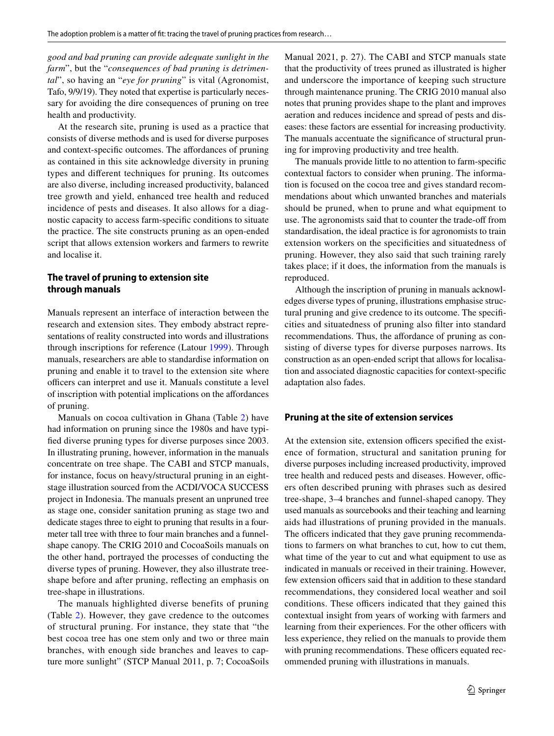*good and bad pruning can provide adequate sunlight in the farm*", but the "*consequences of bad pruning is detrimental*", so having an "*eye for pruning*" is vital (Agronomist, Tafo, 9/9/19). They noted that expertise is particularly necessary for avoiding the dire consequences of pruning on tree health and productivity.

At the research site, pruning is used as a practice that consists of diverse methods and is used for diverse purposes and context-specific outcomes. The affordances of pruning as contained in this site acknowledge diversity in pruning types and different techniques for pruning. Its outcomes are also diverse, including increased productivity, balanced tree growth and yield, enhanced tree health and reduced incidence of pests and diseases. It also allows for a diagnostic capacity to access farm-specific conditions to situate the practice. The site constructs pruning as an open-ended script that allows extension workers and farmers to rewrite and localise it.

## The travel of pruning to extension site through manuals

Manuals represent an interface of interaction between the research and extension sites. They embody abstract representations of reality constructed into words and illustrations through inscriptions for reference (Latour 1999). Through manuals, researchers are able to standardise information on pruning and enable it to travel to the extension site where officers can interpret and use it. Manuals constitute a level of inscription with potential implications on the affordances of pruning.

Manuals on cocoa cultivation in Ghana (Table 2) have had information on pruning since the 1980s and have typified diverse pruning types for diverse purposes since 2003. In illustrating pruning, however, information in the manuals concentrate on tree shape. The CABI and STCP manuals, for instance, focus on heavy/structural pruning in an eight-stage illustration sourced from the ACDI/VOCA SUCCESS project in Indonesia. The manuals present an unpruned tree as stage one, consider sanitation pruning as stage two and dedicate stages three to eight to pruning that results in a four-meter tall tree with three to four main branches and a funnel-shape canopy. The CRIG 2010 and CocoaSoils manuals on the other hand, portrayed the processes of conducting the diverse types of pruning. However, they also illustrate tree-shape before and after pruning, reflecting an emphasis on tree-shape in illustrations.

The manuals highlighted diverse benefits of pruning (Table 2). However, they gave credence to the outcomes of structural pruning. For instance, they state that "the best cocoa tree has one stem only and two or three main branches, with enough side branches and leaves to capture more sunlight" (STCP Manual 2011, p. 7; CocoaSoils Manual 2021, p. 27). The CABI and STCP manuals state that the productivity of trees pruned as illustrated is higher and underscore the importance of keeping such structure through maintenance pruning. The CRIG 2010 manual also notes that pruning provides shape to the plant and improves aeration and reduces incidence and spread of pests and diseases: these factors are essential for increasing productivity. The manuals accentuate the significance of structural pruning for improving productivity and tree health.

The manuals provide little to no attention to farm-specific contextual factors to consider when pruning. The information is focused on the cocoa tree and gives standard recommendations about which unwanted branches and materials should be pruned, when to prune and what equipment to use. The agronomists said that to counter the trade-off from standardisation, the ideal practice is for agronomists to train extension workers on the specificities and situatedness of pruning. However, they also said that such training rarely takes place; if it does, the information from the manuals is reproduced.

Although the inscription of pruning in manuals acknowledges diverse types of pruning, illustrations emphasise structural pruning and give credence to its outcome. The specificities and situatedness of pruning also filter into standard recommendations. Thus, the affordance of pruning as consisting of diverse types for diverse purposes narrows. Its construction as an open-ended script that allows for localisation and associated diagnostic capacities for context-specific adaptation also fades.

## Pruning at the site of extension services

At the extension site, extension officers specified the existence of formation, structural and sanitation pruning for diverse purposes including increased productivity, improved tree health and reduced pests and diseases. However, officers often described pruning with phrases such as desired tree-shape, 3–4 branches and funnel-shaped canopy. They used manuals as sourcebooks and their teaching and learning aids had illustrations of pruning provided in the manuals. The officers indicated that they gave pruning recommendations to farmers on what branches to cut, how to cut them, what time of the year to cut and what equipment to use as indicated in manuals or received in their training. However, few extension officers said that in addition to these standard recommendations, they considered local weather and soil conditions. These officers indicated that they gained this contextual insight from years of working with farmers and learning from their experiences. For the other officers with less experience, they relied on the manuals to provide them with pruning recommendations. These officers equated recommended pruning with illustrations in manuals.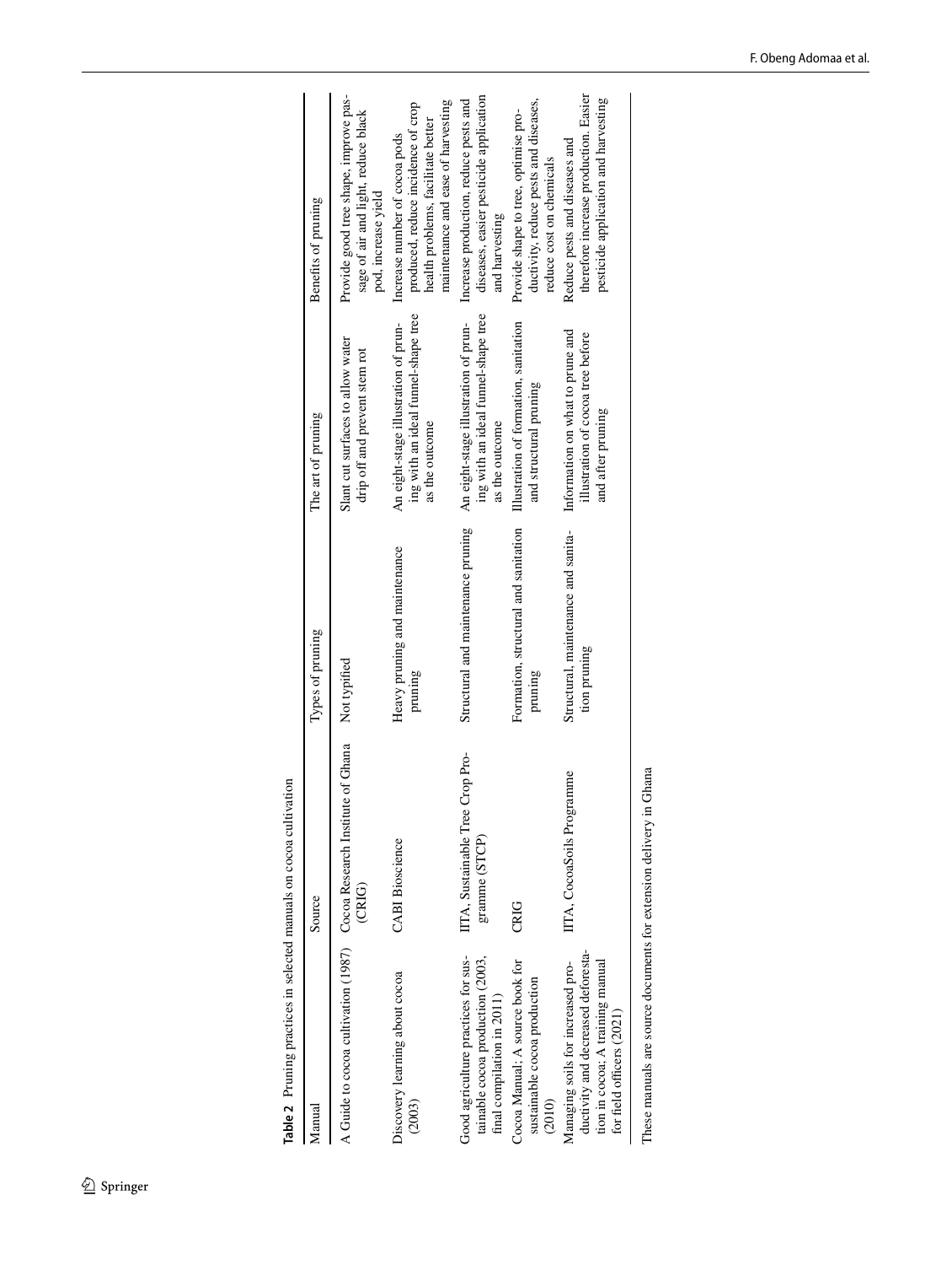**Table 2** Pruning practices in selected manuals on cocoa cultivation

| Manual | Source | Types of pruning | The art of pruning | Benefits of pruning |
|---|---|---|---|---|
| A Guide to cocoa cultivation (1987) | Cocoa Research Institute of Ghana (CRIG) | Not typified | Slant cut surfaces to allow water drip off and prevent stem rot | Provide good tree shape, improve passage of air and light, reduce black pod, increase yield |
| Discovery learning about cocoa (2003) | CABI Bioscience | Heavy pruning and maintenance pruning | An eight-stage illustration of pruning with an ideal funnel-shape tree as the outcome | Increase number of cocoa pods produced, reduce incidence of crop health problems, facilitate better maintenance and ease of harvesting |
| Good agriculture practices for sustainable cocoa production (2003, final compilation in 2011) | IITA, Sustainable Tree Crop Programme (STCP) | Structural and maintenance pruning | An eight-stage illustration of pruning with an ideal funnel-shape tree as the outcome | Increase production, reduce pests and diseases, easier pesticide application and harvesting |
| Cocoa Manual; A source book for sustainable cocoa production (2010) | CRIG | Formation, structural and sanitation pruning | Illustration of formation, sanitation and structural pruning | Provide shape to tree, optimise productivity, reduce pests and diseases, reduce cost on chemicals |
| Managing soils for increased productivity and decreased deforestation in cocoa; A training manual for field officers (2021) | IITA, CocoaSoils Programme | Structural, maintenance and sanitation pruning | Information on what to prune and illustration of cocoa tree before and after pruning | Reduce pests and diseases and therefore increase production. Easier pesticide application and harvesting |

These manuals are source documents for extension delivery in Ghana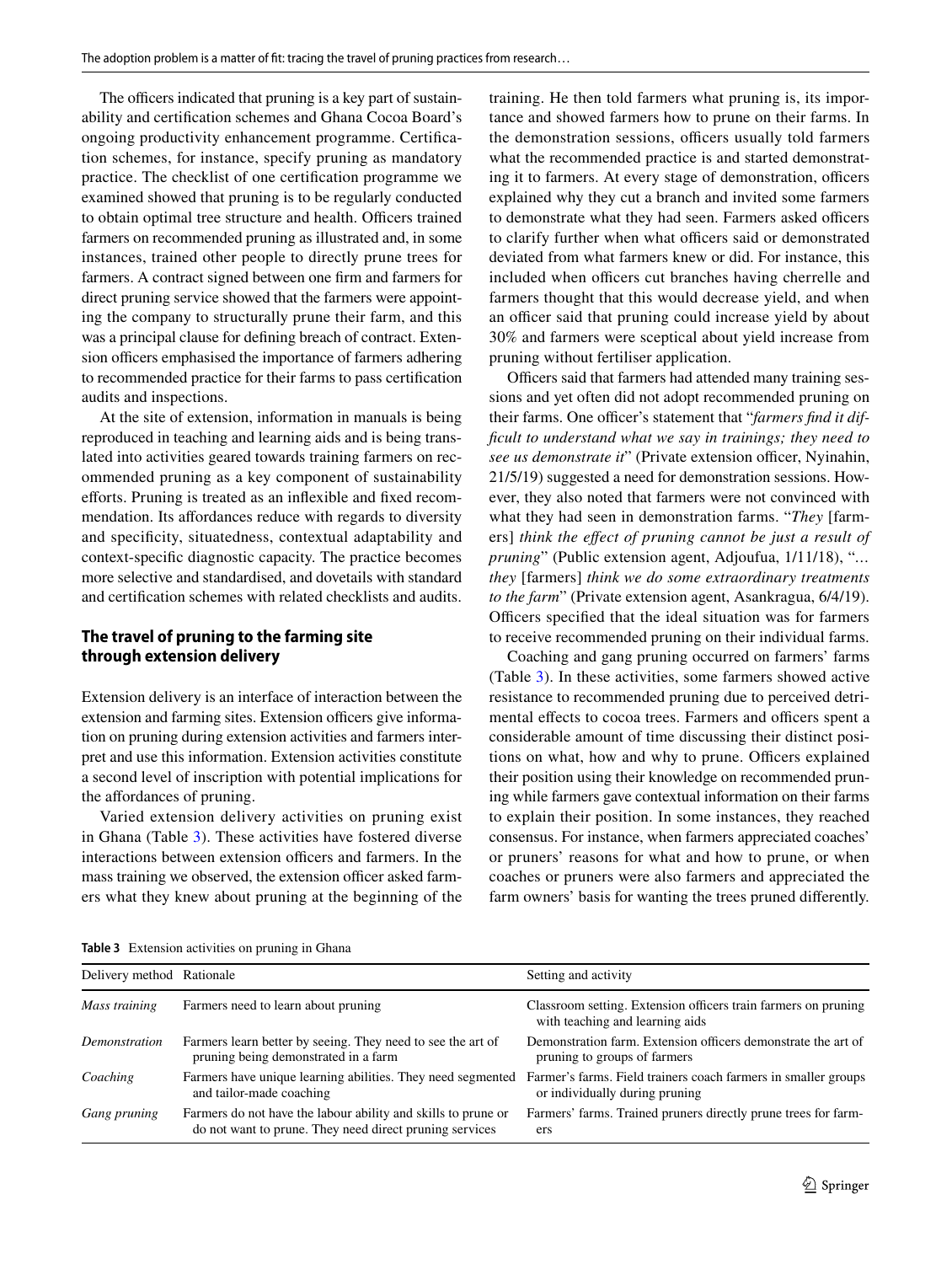The officers indicated that pruning is a key part of sustainability and certification schemes and Ghana Cocoa Board's ongoing productivity enhancement programme. Certification schemes, for instance, specify pruning as mandatory practice. The checklist of one certification programme we examined showed that pruning is to be regularly conducted to obtain optimal tree structure and health. Officers trained farmers on recommended pruning as illustrated and, in some instances, trained other people to directly prune trees for farmers. A contract signed between one firm and farmers for direct pruning service showed that the farmers were appointing the company to structurally prune their farm, and this was a principal clause for defining breach of contract. Extension officers emphasised the importance of farmers adhering to recommended practice for their farms to pass certification audits and inspections.

At the site of extension, information in manuals is being reproduced in teaching and learning aids and is being translated into activities geared towards training farmers on recommended pruning as a key component of sustainability efforts. Pruning is treated as an inflexible and fixed recommendation. Its affordances reduce with regards to diversity and specificity, situatedness, contextual adaptability and context-specific diagnostic capacity. The practice becomes more selective and standardised, and dovetails with standard and certification schemes with related checklists and audits.

## The travel of pruning to the farming site through extension delivery

Extension delivery is an interface of interaction between the extension and farming sites. Extension officers give information on pruning during extension activities and farmers interpret and use this information. Extension activities constitute a second level of inscription with potential implications for the affordances of pruning.

Varied extension delivery activities on pruning exist in Ghana (Table 3). These activities have fostered diverse interactions between extension officers and farmers. In the mass training we observed, the extension officer asked farmers what they knew about pruning at the beginning of the training. He then told farmers what pruning is, its importance and showed farmers how to prune on their farms. In the demonstration sessions, officers usually told farmers what the recommended practice is and started demonstrating it to farmers. At every stage of demonstration, officers explained why they cut a branch and invited some farmers to demonstrate what they had seen. Farmers asked officers to clarify further when what officers said or demonstrated deviated from what farmers knew or did. For instance, this included when officers cut branches having cherrelle and farmers thought that this would decrease yield, and when an officer said that pruning could increase yield by about 30% and farmers were sceptical about yield increase from pruning without fertiliser application.

Officers said that farmers had attended many training sessions and yet often did not adopt recommended pruning on their farms. One officer's statement that "*farmers find it difficult to understand what we say in trainings; they need to see us demonstrate it*" (Private extension officer, Nyinahin, 21/5/19) suggested a need for demonstration sessions. However, they also noted that farmers were not convinced with what they had seen in demonstration farms. "*They* [farmers] *think the effect of pruning cannot be just a result of pruning*" (Public extension agent, Adjoufua, 1/11/18), "*… they* [farmers] *think we do some extraordinary treatments to the farm*" (Private extension agent, Asankragua, 6/4/19). Officers specified that the ideal situation was for farmers to receive recommended pruning on their individual farms.

Coaching and gang pruning occurred on farmers' farms (Table 3). In these activities, some farmers showed active resistance to recommended pruning due to perceived detrimental effects to cocoa trees. Farmers and officers spent a considerable amount of time discussing their distinct positions on what, how and why to prune. Officers explained their position using their knowledge on recommended pruning while farmers gave contextual information on their farms to explain their position. In some instances, they reached consensus. For instance, when farmers appreciated coaches' or pruners' reasons for what and how to prune, or when coaches or pruners were also farmers and appreciated the farm owners' basis for wanting the trees pruned differently.

**Table 3** Extension activities on pruning in Ghana

| Delivery method | Rationale | Setting and activity |
|---|---|---|
| *Mass training* | Farmers need to learn about pruning | Classroom setting. Extension officers train farmers on pruning with teaching and learning aids |
| *Demonstration* | Farmers learn better by seeing. They need to see the art of pruning being demonstrated in a farm | Demonstration farm. Extension officers demonstrate the art of pruning to groups of farmers |
| *Coaching* | Farmers have unique learning abilities. They need segmented and tailor-made coaching | Farmer's farms. Field trainers coach farmers in smaller groups or individually during pruning |
| *Gang pruning* | Farmers do not have the labour ability and skills to prune or do not want to prune. They need direct pruning services | Farmers' farms. Trained pruners directly prune trees for farmers |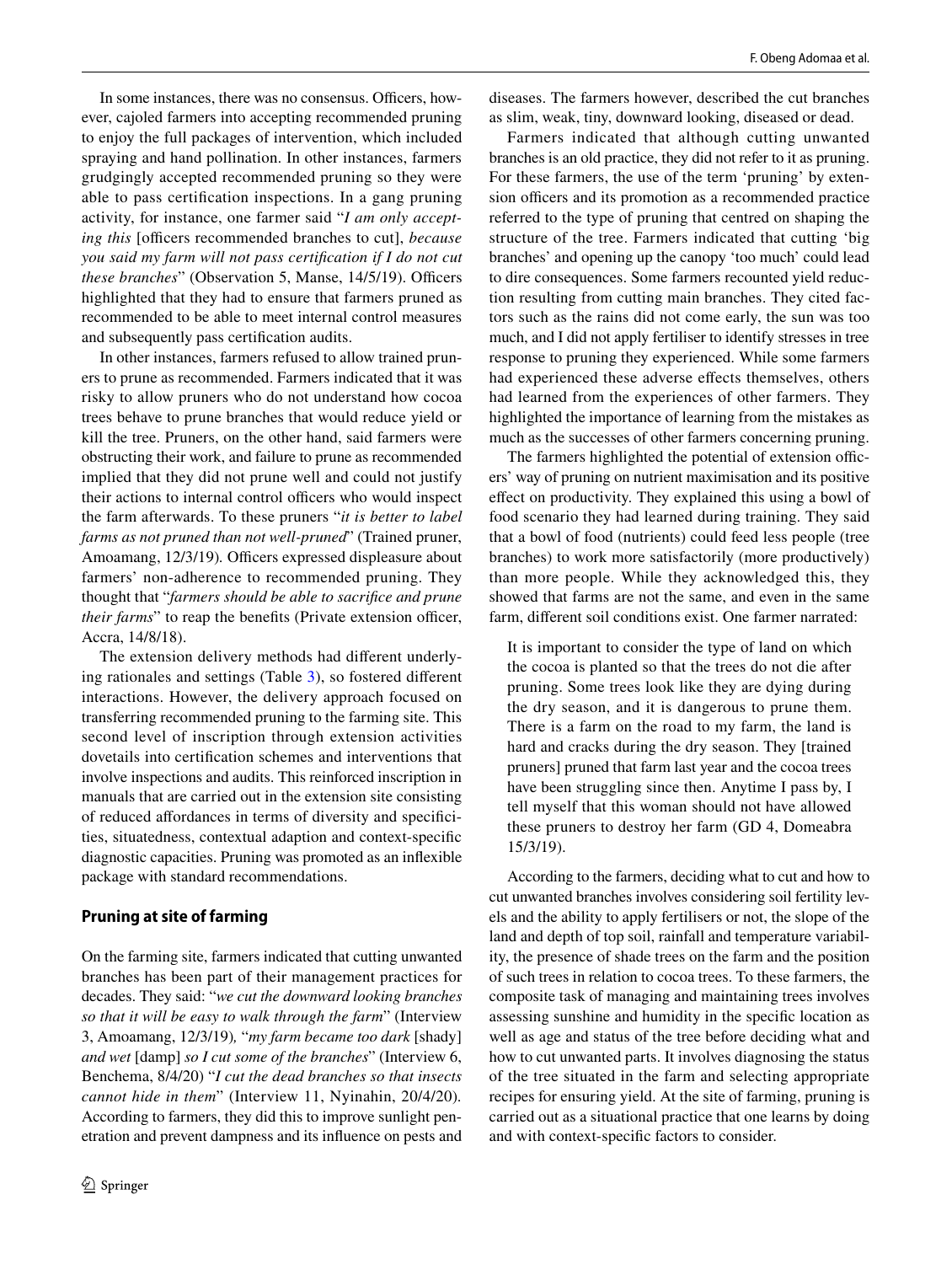In some instances, there was no consensus. Officers, however, cajoled farmers into accepting recommended pruning to enjoy the full packages of intervention, which included spraying and hand pollination. In other instances, farmers grudgingly accepted recommended pruning so they were able to pass certification inspections. In a gang pruning activity, for instance, one farmer said "*I am only accepting this* [officers recommended branches to cut], *because you said my farm will not pass certification if I do not cut these branches*" (Observation 5, Manse, 14/5/19). Officers highlighted that they had to ensure that farmers pruned as recommended to be able to meet internal control measures and subsequently pass certification audits.

In other instances, farmers refused to allow trained pruners to prune as recommended. Farmers indicated that it was risky to allow pruners who do not understand how cocoa trees behave to prune branches that would reduce yield or kill the tree. Pruners, on the other hand, said farmers were obstructing their work, and failure to prune as recommended implied that they did not prune well and could not justify their actions to internal control officers who would inspect the farm afterwards. To these pruners "*it is better to label farms as not pruned than not well-pruned*" (Trained pruner, Amoamang, 12/3/19). Officers expressed displeasure about farmers' non-adherence to recommended pruning. They thought that "*farmers should be able to sacrifice and prune their farms*" to reap the benefits (Private extension officer, Accra, 14/8/18).

The extension delivery methods had different underlying rationales and settings (Table 3), so fostered different interactions. However, the delivery approach focused on transferring recommended pruning to the farming site. This second level of inscription through extension activities dovetails into certification schemes and interventions that involve inspections and audits. This reinforced inscription in manuals that are carried out in the extension site consisting of reduced affordances in terms of diversity and specificities, situatedness, contextual adaption and context-specific diagnostic capacities. Pruning was promoted as an inflexible package with standard recommendations.

## Pruning at site of farming

On the farming site, farmers indicated that cutting unwanted branches has been part of their management practices for decades. They said: "*we cut the downward looking branches so that it will be easy to walk through the farm*" (Interview 3, Amoamang, 12/3/19), "*my farm became too dark* [shady] *and wet* [damp] *so I cut some of the branches*" (Interview 6, Benchema, 8/4/20) "*I cut the dead branches so that insects cannot hide in them*" (Interview 11, Nyinahin, 20/4/20). According to farmers, they did this to improve sunlight penetration and prevent dampness and its influence on pests and diseases. The farmers however, described the cut branches as slim, weak, tiny, downward looking, diseased or dead.

Farmers indicated that although cutting unwanted branches is an old practice, they did not refer to it as pruning. For these farmers, the use of the term 'pruning' by extension officers and its promotion as a recommended practice referred to the type of pruning that centred on shaping the structure of the tree. Farmers indicated that cutting 'big branches' and opening up the canopy 'too much' could lead to dire consequences. Some farmers recounted yield reduction resulting from cutting main branches. They cited factors such as the rains did not come early, the sun was too much, and I did not apply fertiliser to identify stresses in tree response to pruning they experienced. While some farmers had experienced these adverse effects themselves, others had learned from the experiences of other farmers. They highlighted the importance of learning from the mistakes as much as the successes of other farmers concerning pruning.

The farmers highlighted the potential of extension officers' way of pruning on nutrient maximisation and its positive effect on productivity. They explained this using a bowl of food scenario they had learned during training. They said that a bowl of food (nutrients) could feed less people (tree branches) to work more satisfactorily (more productively) than more people. While they acknowledged this, they showed that farms are not the same, and even in the same farm, different soil conditions exist. One farmer narrated:

> It is important to consider the type of land on which the cocoa is planted so that the trees do not die after pruning. Some trees look like they are dying during the dry season, and it is dangerous to prune them. There is a farm on the road to my farm, the land is hard and cracks during the dry season. They [trained pruners] pruned that farm last year and the cocoa trees have been struggling since then. Anytime I pass by, I tell myself that this woman should not have allowed these pruners to destroy her farm (GD 4, Domeabra 15/3/19).

According to the farmers, deciding what to cut and how to cut unwanted branches involves considering soil fertility levels and the ability to apply fertilisers or not, the slope of the land and depth of top soil, rainfall and temperature variability, the presence of shade trees on the farm and the position of such trees in relation to cocoa trees. To these farmers, the composite task of managing and maintaining trees involves assessing sunshine and humidity in the specific location as well as age and status of the tree before deciding what and how to cut unwanted parts. It involves diagnosing the status of the tree situated in the farm and selecting appropriate recipes for ensuring yield. At the site of farming, pruning is carried out as a situational practice that one learns by doing and with context-specific factors to consider.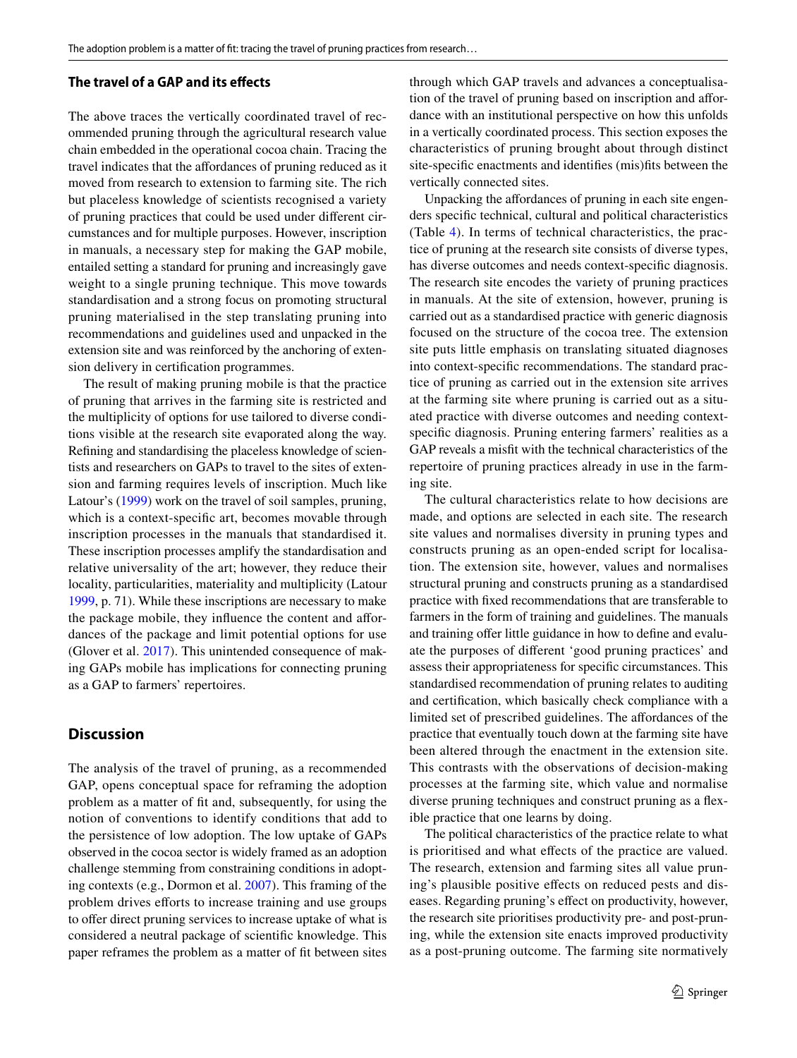### The travel of a GAP and its effects

The above traces the vertically coordinated travel of recommended pruning through the agricultural research value chain embedded in the operational cocoa chain. Tracing the travel indicates that the affordances of pruning reduced as it moved from research to extension to farming site. The rich but placeless knowledge of scientists recognised a variety of pruning practices that could be used under different circumstances and for multiple purposes. However, inscription in manuals, a necessary step for making the GAP mobile, entailed setting a standard for pruning and increasingly gave weight to a single pruning technique. This move towards standardisation and a strong focus on promoting structural pruning materialised in the step translating pruning into recommendations and guidelines used and unpacked in the extension site and was reinforced by the anchoring of extension delivery in certification programmes.

The result of making pruning mobile is that the practice of pruning that arrives in the farming site is restricted and the multiplicity of options for use tailored to diverse conditions visible at the research site evaporated along the way. Refining and standardising the placeless knowledge of scientists and researchers on GAPs to travel to the sites of extension and farming requires levels of inscription. Much like Latour's (1999) work on the travel of soil samples, pruning, which is a context-specific art, becomes movable through inscription processes in the manuals that standardised it. These inscription processes amplify the standardisation and relative universality of the art; however, they reduce their locality, particularities, materiality and multiplicity (Latour 1999, p. 71). While these inscriptions are necessary to make the package mobile, they influence the content and affordances of the package and limit potential options for use (Glover et al. 2017). This unintended consequence of making GAPs mobile has implications for connecting pruning as a GAP to farmers' repertoires.

## Discussion

The analysis of the travel of pruning, as a recommended GAP, opens conceptual space for reframing the adoption problem as a matter of fit and, subsequently, for using the notion of conventions to identify conditions that add to the persistence of low adoption. The low uptake of GAPs observed in the cocoa sector is widely framed as an adoption challenge stemming from constraining conditions in adopting contexts (e.g., Dormon et al. 2007). This framing of the problem drives efforts to increase training and use groups to offer direct pruning services to increase uptake of what is considered a neutral package of scientific knowledge. This paper reframes the problem as a matter of fit between sites through which GAP travels and advances a conceptualisation of the travel of pruning based on inscription and affordance with an institutional perspective on how this unfolds in a vertically coordinated process. This section exposes the characteristics of pruning brought about through distinct site-specific enactments and identifies (mis)fits between the vertically connected sites.

Unpacking the affordances of pruning in each site engenders specific technical, cultural and political characteristics (Table 4). In terms of technical characteristics, the practice of pruning at the research site consists of diverse types, has diverse outcomes and needs context-specific diagnosis. The research site encodes the variety of pruning practices in manuals. At the site of extension, however, pruning is carried out as a standardised practice with generic diagnosis focused on the structure of the cocoa tree. The extension site puts little emphasis on translating situated diagnoses into context-specific recommendations. The standard practice of pruning as carried out in the extension site arrives at the farming site where pruning is carried out as a situated practice with diverse outcomes and needing context-specific diagnosis. Pruning entering farmers' realities as a GAP reveals a misfit with the technical characteristics of the repertoire of pruning practices already in use in the farming site.

The cultural characteristics relate to how decisions are made, and options are selected in each site. The research site values and normalises diversity in pruning types and constructs pruning as an open-ended script for localisation. The extension site, however, values and normalises structural pruning and constructs pruning as a standardised practice with fixed recommendations that are transferable to farmers in the form of training and guidelines. The manuals and training offer little guidance in how to define and evaluate the purposes of different 'good pruning practices' and assess their appropriateness for specific circumstances. This standardised recommendation of pruning relates to auditing and certification, which basically check compliance with a limited set of prescribed guidelines. The affordances of the practice that eventually touch down at the farming site have been altered through the enactment in the extension site. This contrasts with the observations of decision-making processes at the farming site, which value and normalise diverse pruning techniques and construct pruning as a flexible practice that one learns by doing.

The political characteristics of the practice relate to what is prioritised and what effects of the practice are valued. The research, extension and farming sites all value pruning's plausible positive effects on reduced pests and diseases. Regarding pruning's effect on productivity, however, the research site prioritises productivity pre- and post-pruning, while the extension site enacts improved productivity as a post-pruning outcome. The farming site normatively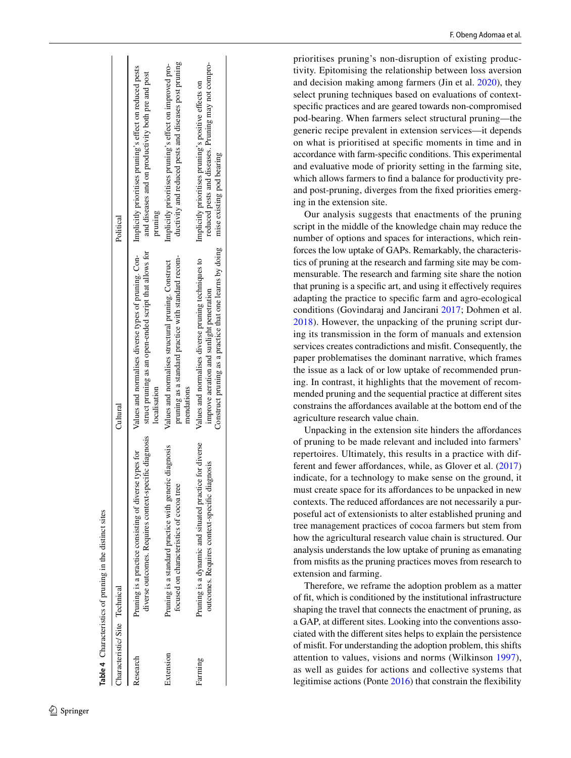**Table 4** Characteristics of pruning in the distinct sites

| Characteristic/ Site | Technical | Cultural | Political |
|---|---|---|---|
| Research | Pruning is a practice consisting of diverse types for diverse outcomes. Requires context-specific diagnosis | Values and normalises diverse types of pruning. Construct pruning as an open-ended script that allows for localisation | Implicitly prioritises pruning's effect on reduced pests and diseases and on productivity both pre and post pruning |
| Extension | Pruning is a standard practice with generic diagnosis focused on characteristics of cocoa tree | Values and normalises structural pruning. Construct pruning as a standard practice with standard recommendations | Implicitly prioritises pruning's effect on improved productivity and reduced pests and diseases post pruning |
| Farming | Pruning is a dynamic and situated practice for diverse outcomes. Requires context-specific diagnosis | Values and normalises diverse pruning techniques to improve aeration and sunlight penetration<br>Construct pruning as a practice that one learns by doing | Implicitly prioritises pruning's positive effects on reduced pests and diseases. Pruning may not compromise existing pod bearing |

prioritises pruning's non-disruption of existing productivity. Epitomising the relationship between loss aversion and decision making among farmers (Jin et al. 2020), they select pruning techniques based on evaluations of context-specific practices and are geared towards non-compromised pod-bearing. When farmers select structural pruning—the generic recipe prevalent in extension services—it depends on what is prioritised at specific moments in time and in accordance with farm-specific conditions. This experimental and evaluative mode of priority setting in the farming site, which allows farmers to find a balance for productivity pre- and post-pruning, diverges from the fixed priorities emerging in the extension site.

Our analysis suggests that enactments of the pruning script in the middle of the knowledge chain may reduce the number of options and spaces for interactions, which reinforces the low uptake of GAPs. Remarkably, the characteristics of pruning at the research and farming site may be commensurable. The research and farming site share the notion that pruning is a specific art, and using it effectively requires adapting the practice to specific farm and agro-ecological conditions (Govindaraj and Jancirani 2017; Dohmen et al. 2018). However, the unpacking of the pruning script during its transmission in the form of manuals and extension services creates contradictions and misfit. Consequently, the paper problematises the dominant narrative, which frames the issue as a lack of or low uptake of recommended pruning. In contrast, it highlights that the movement of recommended pruning and the sequential practice at different sites constrains the affordances available at the bottom end of the agriculture research value chain.

Unpacking in the extension site hinders the affordances of pruning to be made relevant and included into farmers' repertoires. Ultimately, this results in a practice with different and fewer affordances, while, as Glover et al. (2017) indicate, for a technology to make sense on the ground, it must create space for its affordances to be unpacked in new contexts. The reduced affordances are not necessarily a purposeful act of extensionists to alter established pruning and tree management practices of cocoa farmers but stem from how the agricultural research value chain is structured. Our analysis understands the low uptake of pruning as emanating from misfits as the pruning practices moves from research to extension and farming.

Therefore, we reframe the adoption problem as a matter of fit, which is conditioned by the institutional infrastructure shaping the travel that connects the enactment of pruning, as a GAP, at different sites. Looking into the conventions associated with the different sites helps to explain the persistence of misfit. For understanding the adoption problem, this shifts attention to values, visions and norms (Wilkinson 1997), as well as guides for actions and collective systems that legitimise actions (Ponte 2016) that constrain the flexibility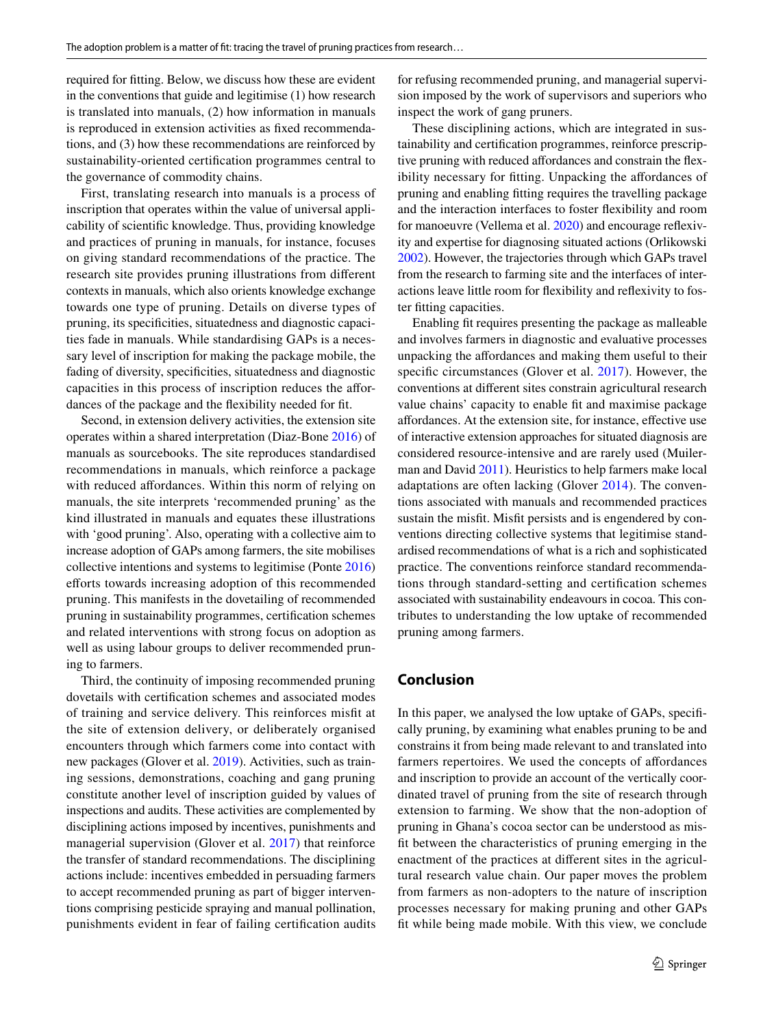required for fitting. Below, we discuss how these are evident in the conventions that guide and legitimise (1) how research is translated into manuals, (2) how information in manuals is reproduced in extension activities as fixed recommendations, and (3) how these recommendations are reinforced by sustainability-oriented certification programmes central to the governance of commodity chains.

First, translating research into manuals is a process of inscription that operates within the value of universal applicability of scientific knowledge. Thus, providing knowledge and practices of pruning in manuals, for instance, focuses on giving standard recommendations of the practice. The research site provides pruning illustrations from different contexts in manuals, which also orients knowledge exchange towards one type of pruning. Details on diverse types of pruning, its specificities, situatedness and diagnostic capacities fade in manuals. While standardising GAPs is a necessary level of inscription for making the package mobile, the fading of diversity, specificities, situatedness and diagnostic capacities in this process of inscription reduces the affordances of the package and the flexibility needed for fit.

Second, in extension delivery activities, the extension site operates within a shared interpretation (Diaz-Bone 2016) of manuals as sourcebooks. The site reproduces standardised recommendations in manuals, which reinforce a package with reduced affordances. Within this norm of relying on manuals, the site interprets 'recommended pruning' as the kind illustrated in manuals and equates these illustrations with 'good pruning'. Also, operating with a collective aim to increase adoption of GAPs among farmers, the site mobilises collective intentions and systems to legitimise (Ponte 2016) efforts towards increasing adoption of this recommended pruning. This manifests in the dovetailing of recommended pruning in sustainability programmes, certification schemes and related interventions with strong focus on adoption as well as using labour groups to deliver recommended pruning to farmers.

Third, the continuity of imposing recommended pruning dovetails with certification schemes and associated modes of training and service delivery. This reinforces misfit at the site of extension delivery, or deliberately organised encounters through which farmers come into contact with new packages (Glover et al. 2019). Activities, such as training sessions, demonstrations, coaching and gang pruning constitute another level of inscription guided by values of inspections and audits. These activities are complemented by disciplining actions imposed by incentives, punishments and managerial supervision (Glover et al. 2017) that reinforce the transfer of standard recommendations. The disciplining actions include: incentives embedded in persuading farmers to accept recommended pruning as part of bigger interventions comprising pesticide spraying and manual pollination, punishments evident in fear of failing certification audits for refusing recommended pruning, and managerial supervision imposed by the work of supervisors and superiors who inspect the work of gang pruners.

These disciplining actions, which are integrated in sustainability and certification programmes, reinforce prescriptive pruning with reduced affordances and constrain the flexibility necessary for fitting. Unpacking the affordances of pruning and enabling fitting requires the travelling package and the interaction interfaces to foster flexibility and room for manoeuvre (Vellema et al. 2020) and encourage reflexivity and expertise for diagnosing situated actions (Orlikowski 2002). However, the trajectories through which GAPs travel from the research to farming site and the interfaces of interactions leave little room for flexibility and reflexivity to foster fitting capacities.

Enabling fit requires presenting the package as malleable and involves farmers in diagnostic and evaluative processes unpacking the affordances and making them useful to their specific circumstances (Glover et al. 2017). However, the conventions at different sites constrain agricultural research value chains' capacity to enable fit and maximise package affordances. At the extension site, for instance, effective use of interactive extension approaches for situated diagnosis are considered resource-intensive and are rarely used (Muilerman and David 2011). Heuristics to help farmers make local adaptations are often lacking (Glover 2014). The conventions associated with manuals and recommended practices sustain the misfit. Misfit persists and is engendered by conventions directing collective systems that legitimise standardised recommendations of what is a rich and sophisticated practice. The conventions reinforce standard recommendations through standard-setting and certification schemes associated with sustainability endeavours in cocoa. This contributes to understanding the low uptake of recommended pruning among farmers.

## Conclusion

In this paper, we analysed the low uptake of GAPs, specifically pruning, by examining what enables pruning to be and constrains it from being made relevant to and translated into farmers repertoires. We used the concepts of affordances and inscription to provide an account of the vertically coordinated travel of pruning from the site of research through extension to farming. We show that the non-adoption of pruning in Ghana's cocoa sector can be understood as misfit between the characteristics of pruning emerging in the enactment of the practices at different sites in the agricultural research value chain. Our paper moves the problem from farmers as non-adopters to the nature of inscription processes necessary for making pruning and other GAPs fit while being made mobile. With this view, we conclude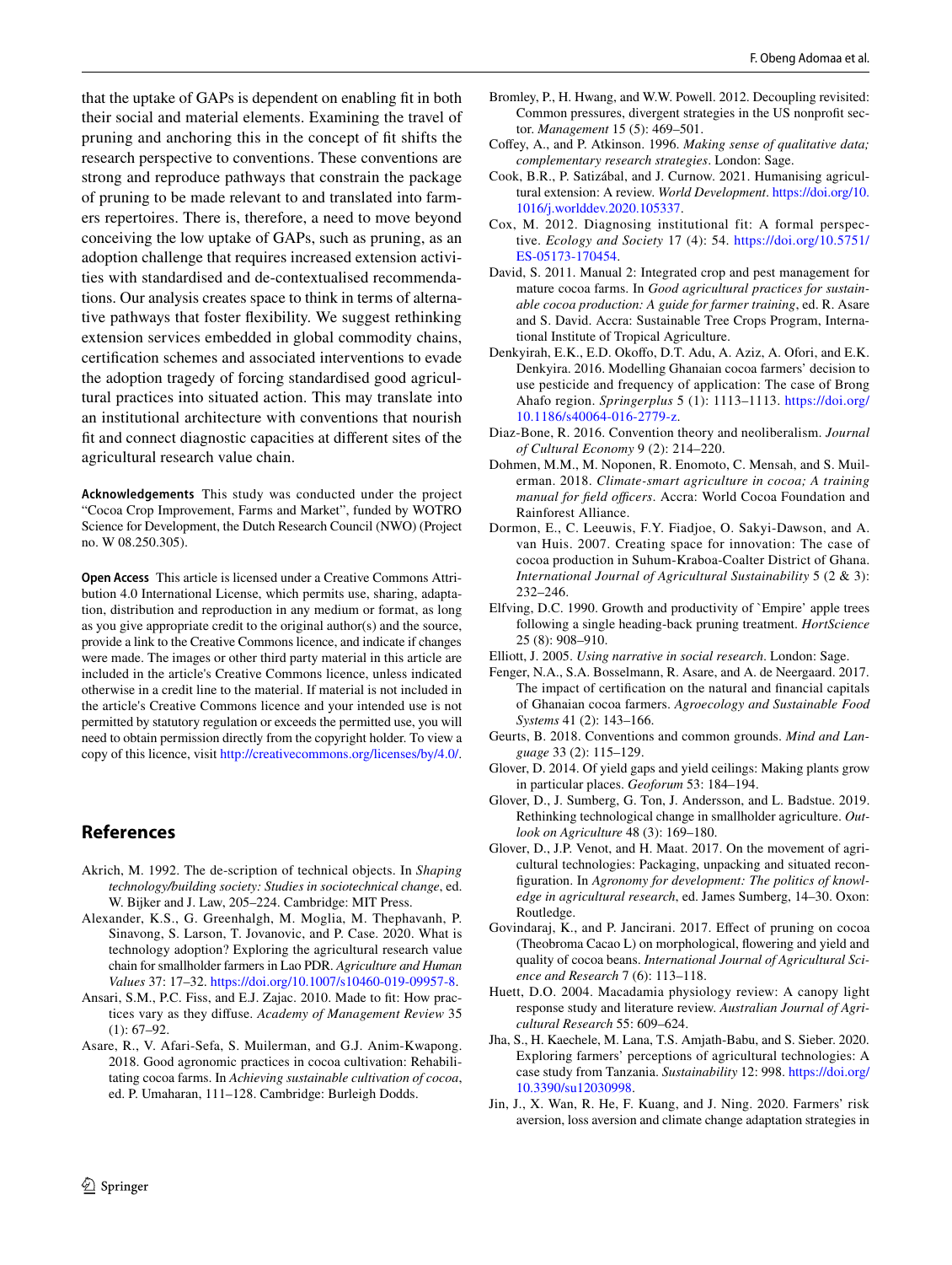that the uptake of GAPs is dependent on enabling fit in both their social and material elements. Examining the travel of pruning and anchoring this in the concept of fit shifts the research perspective to conventions. These conventions are strong and reproduce pathways that constrain the package of pruning to be made relevant to and translated into farmers repertoires. There is, therefore, a need to move beyond conceiving the low uptake of GAPs, such as pruning, as an adoption challenge that requires increased extension activities with standardised and de-contextualised recommendations. Our analysis creates space to think in terms of alternative pathways that foster flexibility. We suggest rethinking extension services embedded in global commodity chains, certification schemes and associated interventions to evade the adoption tragedy of forcing standardised good agricultural practices into situated action. This may translate into an institutional architecture with conventions that nourish fit and connect diagnostic capacities at different sites of the agricultural research value chain.

**Acknowledgements** This study was conducted under the project "Cocoa Crop Improvement, Farms and Market", funded by WOTRO Science for Development, the Dutch Research Council (NWO) (Project no. W 08.250.305).

**Open Access** This article is licensed under a Creative Commons Attribution 4.0 International License, which permits use, sharing, adaptation, distribution and reproduction in any medium or format, as long as you give appropriate credit to the original author(s) and the source, provide a link to the Creative Commons licence, and indicate if changes were made. The images or other third party material in this article are included in the article's Creative Commons licence, unless indicated otherwise in a credit line to the material. If material is not included in the article's Creative Commons licence and your intended use is not permitted by statutory regulation or exceeds the permitted use, you will need to obtain permission directly from the copyright holder. To view a copy of this licence, visit http://creativecommons.org/licenses/by/4.0/.

## References

Akrich, M. 1992. The de-scription of technical objects. In *Shaping technology/building society: Studies in sociotechnical change*, ed. W. Bijker and J. Law, 205–224. Cambridge: MIT Press.

Alexander, K.S., G. Greenhalgh, M. Moglia, M. Thephavanh, P. Sinavong, S. Larson, T. Jovanovic, and P. Case. 2020. What is technology adoption? Exploring the agricultural research value chain for smallholder farmers in Lao PDR. *Agriculture and Human Values* 37: 17–32. https://doi.org/10.1007/s10460-019-09957-8.

Ansari, S.M., P.C. Fiss, and E.J. Zajac. 2010. Made to fit: How practices vary as they diffuse. *Academy of Management Review* 35 (1): 67–92.

Asare, R., V. Afari-Sefa, S. Muilerman, and G.J. Anim-Kwapong. 2018. Good agronomic practices in cocoa cultivation: Rehabilitating cocoa farms. In *Achieving sustainable cultivation of cocoa*, ed. P. Umaharan, 111–128. Cambridge: Burleigh Dodds.

Bromley, P., H. Hwang, and W.W. Powell. 2012. Decoupling revisited: Common pressures, divergent strategies in the US nonprofit sector. *Management* 15 (5): 469–501.

Coffey, A., and P. Atkinson. 1996. *Making sense of qualitative data; complementary research strategies*. London: Sage.

Cook, B.R., P. Satizábal, and J. Curnow. 2021. Humanising agricultural extension: A review. *World Development*. https://doi.org/10.1016/j.worlddev.2020.105337.

Cox, M. 2012. Diagnosing institutional fit: A formal perspective. *Ecology and Society* 17 (4): 54. https://doi.org/10.5751/ES-05173-170454.

David, S. 2011. Manual 2: Integrated crop and pest management for mature cocoa farms. In *Good agricultural practices for sustainable cocoa production: A guide for farmer training*, ed. R. Asare and S. David. Accra: Sustainable Tree Crops Program, International Institute of Tropical Agriculture.

Denkyirah, E.K., E.D. Okoffo, D.T. Adu, A. Aziz, A. Ofori, and E.K. Denkyira. 2016. Modelling Ghanaian cocoa farmers' decision to use pesticide and frequency of application: The case of Brong Ahafo region. *Springerplus* 5 (1): 1113–1113. https://doi.org/10.1186/s40064-016-2779-z.

Diaz-Bone, R. 2016. Convention theory and neoliberalism. *Journal of Cultural Economy* 9 (2): 214–220.

Dohmen, M.M., M. Noponen, R. Enomoto, C. Mensah, and S. Muilerman. 2018. *Climate-smart agriculture in cocoa; A training manual for field officers*. Accra: World Cocoa Foundation and Rainforest Alliance.

Dormon, E., C. Leeuwis, F.Y. Fiadjoe, O. Sakyi-Dawson, and A. van Huis. 2007. Creating space for innovation: The case of cocoa production in Suhum-Kraboa-Coalter District of Ghana. *International Journal of Agricultural Sustainability* 5 (2 & 3): 232–246.

Elfving, D.C. 1990. Growth and productivity of `Empire' apple trees following a single heading-back pruning treatment. *HortScience* 25 (8): 908–910.

Elliott, J. 2005. *Using narrative in social research*. London: Sage.

Fenger, N.A., S.A. Bosselmann, R. Asare, and A. de Neergaard. 2017. The impact of certification on the natural and financial capitals of Ghanaian cocoa farmers. *Agroecology and Sustainable Food Systems* 41 (2): 143–166.

Geurts, B. 2018. Conventions and common grounds. *Mind and Language* 33 (2): 115–129.

Glover, D. 2014. Of yield gaps and yield ceilings: Making plants grow in particular places. *Geoforum* 53: 184–194.

Glover, D., J. Sumberg, G. Ton, J. Andersson, and L. Badstue. 2019. Rethinking technological change in smallholder agriculture. *Outlook on Agriculture* 48 (3): 169–180.

Glover, D., J.P. Venot, and H. Maat. 2017. On the movement of agricultural technologies: Packaging, unpacking and situated reconfiguration. In *Agronomy for development: The politics of knowledge in agricultural research*, ed. James Sumberg, 14–30. Oxon: Routledge.

Govindaraj, K., and P. Jancirani. 2017. Effect of pruning on cocoa (Theobroma Cacao L) on morphological, flowering and yield and quality of cocoa beans. *International Journal of Agricultural Science and Research* 7 (6): 113–118.

Huett, D.O. 2004. Macadamia physiology review: A canopy light response study and literature review. *Australian Journal of Agricultural Research* 55: 609–624.

Jha, S., H. Kaechele, M. Lana, T.S. Amjath-Babu, and S. Sieber. 2020. Exploring farmers' perceptions of agricultural technologies: A case study from Tanzania. *Sustainability* 12: 998. https://doi.org/10.3390/su12030998.

Jin, J., X. Wan, R. He, F. Kuang, and J. Ning. 2020. Farmers' risk aversion, loss aversion and climate change adaptation strategies in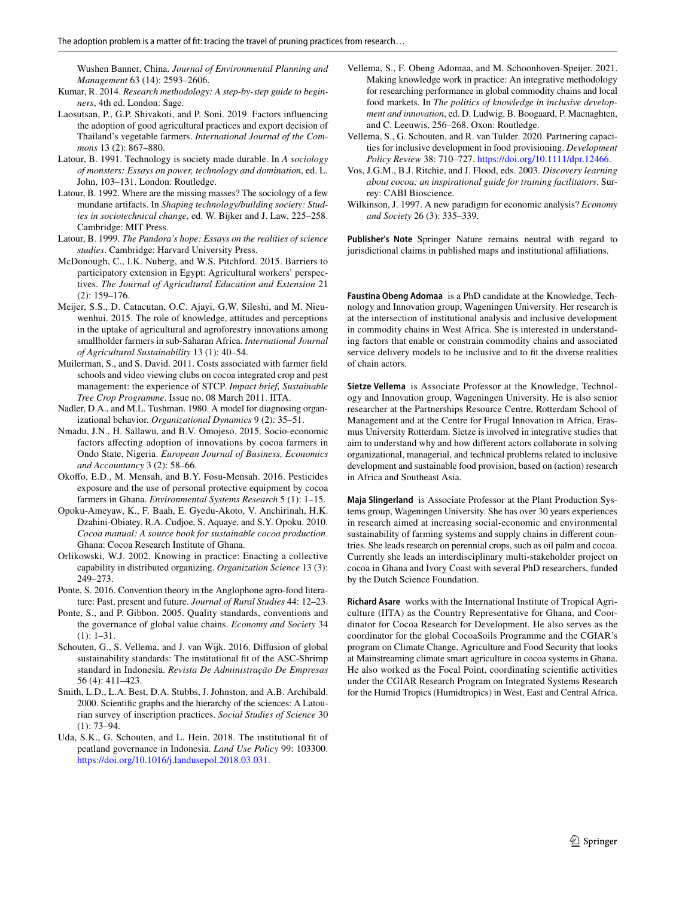Wushen Banner, China. *Journal of Environmental Planning and Management* 63 (14): 2593–2606.

Kumar, R. 2014. *Research methodology: A step-by-step guide to beginners*, 4th ed. London: Sage.

Laosutsan, P., G.P. Shivakoti, and P. Soni. 2019. Factors influencing the adoption of good agricultural practices and export decision of Thailand's vegetable farmers. *International Journal of the Commons* 13 (2): 867–880.

Latour, B. 1991. Technology is society made durable. In *A sociology of monsters: Essays on power, technology and domination*, ed. L. John, 103–131. London: Routledge.

Latour, B. 1992. Where are the missing masses? The sociology of a few mundane artifacts. In *Shaping technology/building society: Studies in sociotechnical change*, ed. W. Bijker and J. Law, 225–258. Cambridge: MIT Press.

Latour, B. 1999. *The Pandora's hope: Essays on the realities of science studies*. Cambridge: Harvard University Press.

McDonough, C., I.K. Nuberg, and W.S. Pitchford. 2015. Barriers to participatory extension in Egypt: Agricultural workers' perspectives. *The Journal of Agricultural Education and Extension* 21 (2): 159–176.

Meijer, S.S., D. Catacutan, O.C. Ajayi, G.W. Sileshi, and M. Nieuwenhui. 2015. The role of knowledge, attitudes and perceptions in the uptake of agricultural and agroforestry innovations among smallholder farmers in sub-Saharan Africa. *International Journal of Agricultural Sustainability* 13 (1): 40–54.

Muilerman, S., and S. David. 2011. Costs associated with farmer field schools and video viewing clubs on cocoa integrated crop and pest management: the experience of STCP. *Impact brief, Sustainable Tree Crop Programme*. Issue no. 08 March 2011. IITA.

Nadler, D.A., and M.L. Tushman. 1980. A model for diagnosing organizational behavior. *Organizational Dynamics* 9 (2): 35–51.

Nmadu, J.N., H. Sallawu, and B.V. Omojeso. 2015. Socio-economic factors affecting adoption of innovations by cocoa farmers in Ondo State, Nigeria. *European Journal of Business, Economics and Accountancy* 3 (2): 58–66.

Okoffo, E.D., M. Mensah, and B.Y. Fosu-Mensah. 2016. Pesticides exposure and the use of personal protective equipment by cocoa farmers in Ghana. *Environmental Systems Research* 5 (1): 1–15.

Opoku-Ameyaw, K., F. Baah, E. Gyedu-Akoto, V. Anchirinah, H.K. Dzahini-Obiatey, R.A. Cudjoe, S. Aquaye, and S.Y. Opoku. 2010. *Cocoa manual: A source book for sustainable cocoa production*. Ghana: Cocoa Research Institute of Ghana.

Orlikowski, W.J. 2002. Knowing in practice: Enacting a collective capability in distributed organizing. *Organization Science* 13 (3): 249–273.

Ponte, S. 2016. Convention theory in the Anglophone agro-food literature: Past, present and future. *Journal of Rural Studies* 44: 12–23.

Ponte, S., and P. Gibbon. 2005. Quality standards, conventions and the governance of global value chains. *Economy and Society* 34 (1): 1–31.

Schouten, G., S. Vellema, and J. van Wijk. 2016. Diffusion of global sustainability standards: The institutional fit of the ASC-Shrimp standard in Indonesia. *Revista De Administração De Empresas* 56 (4): 411–423.

Smith, L.D., L.A. Best, D.A. Stubbs, J. Johnston, and A.B. Archibald. 2000. Scientific graphs and the hierarchy of the sciences: A Latourian survey of inscription practices. *Social Studies of Science* 30 (1): 73–94.

Uda, S.K., G. Schouten, and L. Hein. 2018. The institutional fit of peatland governance in Indonesia. *Land Use Policy* 99: 103300. https://doi.org/10.1016/j.landusepol.2018.03.031.

Vellema, S., F. Obeng Adomaa, and M. Schoonhoven-Speijer. 2021. Making knowledge work in practice: An integrative methodology for researching performance in global commodity chains and local food markets. In *The politics of knowledge in inclusive development and innovation*, ed. D. Ludwig, B. Boogaard, P. Macnaghten, and C. Leeuwis, 256–268. Oxon: Routledge.

Vellema, S., G. Schouten, and R. van Tulder. 2020. Partnering capacities for inclusive development in food provisioning. *Development Policy Review* 38: 710–727. https://doi.org/10.1111/dpr.12466.

Vos, J.G.M., B.J. Ritchie, and J. Flood, eds. 2003. *Discovery learning about cocoa; an inspirational guide for training facilitators*. Surrey: CABI Bioscience.

Wilkinson, J. 1997. A new paradigm for economic analysis? *Economy and Society* 26 (3): 335–339.

**Publisher's Note** Springer Nature remains neutral with regard to jurisdictional claims in published maps and institutional affiliations.

**Faustina Obeng Adomaa** is a PhD candidate at the Knowledge, Technology and Innovation group, Wageningen University. Her research is at the intersection of institutional analysis and inclusive development in commodity chains in West Africa. She is interested in understanding factors that enable or constrain commodity chains and associated service delivery models to be inclusive and to fit the diverse realities of chain actors.

**Sietze Vellema** is Associate Professor at the Knowledge, Technology and Innovation group, Wageningen University. He is also senior researcher at the Partnerships Resource Centre, Rotterdam School of Management and at the Centre for Frugal Innovation in Africa, Erasmus University Rotterdam. Sietze is involved in integrative studies that aim to understand why and how different actors collaborate in solving organizational, managerial, and technical problems related to inclusive development and sustainable food provision, based on (action) research in Africa and Southeast Asia.

**Maja Slingerland** is Associate Professor at the Plant Production Systems group, Wageningen University. She has over 30 years experiences in research aimed at increasing social-economic and environmental sustainability of farming systems and supply chains in different countries. She leads research on perennial crops, such as oil palm and cocoa. Currently she leads an interdisciplinary multi-stakeholder project on cocoa in Ghana and Ivory Coast with several PhD researchers, funded by the Dutch Science Foundation.

**Richard Asare** works with the International Institute of Tropical Agriculture (IITA) as the Country Representative for Ghana, and Coordinator for Cocoa Research for Development. He also serves as the coordinator for the global CocoaSoils Programme and the CGIAR's program on Climate Change, Agriculture and Food Security that looks at Mainstreaming climate smart agriculture in cocoa systems in Ghana. He also worked as the Focal Point, coordinating scientific activities under the CGIAR Research Program on Integrated Systems Research for the Humid Tropics (Humidtropics) in West, East and Central Africa.